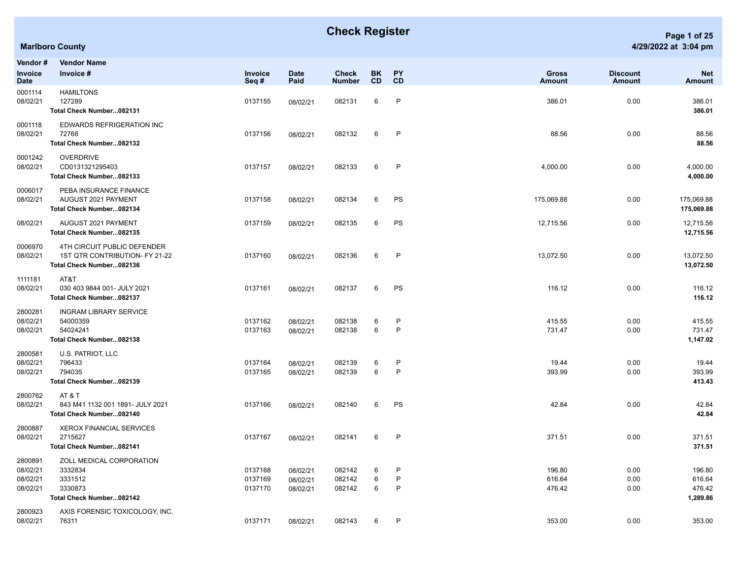# Check Register

**Marlboro County**

4/29/2022 at 3:04 pm

| Vendor # / Invoice Date | Vendor Name / Invoice # | Invoice Seq # | Date Paid | Check Number | BK CD | PY CD | Gross Amount | Discount Amount | Net Amount |
|---|---|---|---|---|---|---|---|---|---|
| 0001114 | HAMILTONS | | | | | | | | |
| 08/02/21 | 127289 | 0137155 | 08/02/21 | 082131 | 6 | P | 386.01 | 0.00 | 386.01 |
| | **Total Check Number...082131** | | | | | | | | **386.01** |
| 0001118 | EDWARDS REFRIGERATION INC | | | | | | | | |
| 08/02/21 | 72768 | 0137156 | 08/02/21 | 082132 | 6 | P | 88.56 | 0.00 | 88.56 |
| | **Total Check Number...082132** | | | | | | | | **88.56** |
| 0001242 | OVERDRIVE | | | | | | | | |
| 08/02/21 | CD0131321295403 | 0137157 | 08/02/21 | 082133 | 6 | P | 4,000.00 | 0.00 | 4,000.00 |
| | **Total Check Number...082133** | | | | | | | | **4,000.00** |
| 0006017 | PEBA INSURANCE FINANCE | | | | | | | | |
| 08/02/21 | AUGUST 2021 PAYMENT | 0137158 | 08/02/21 | 082134 | 6 | PS | 175,069.88 | 0.00 | 175,069.88 |
| | **Total Check Number...082134** | | | | | | | | **175,069.88** |
| 08/02/21 | AUGUST 2021 PAYMENT | 0137159 | 08/02/21 | 082135 | 6 | PS | 12,715.56 | 0.00 | 12,715.56 |
| | **Total Check Number...082135** | | | | | | | | **12,715.56** |
| 0006970 | 4TH CIRCUIT PUBLIC DEFENDER | | | | | | | | |
| 08/02/21 | 1ST QTR CONTRIBUTION- FY 21-22 | 0137160 | 08/02/21 | 082136 | 6 | P | 13,072.50 | 0.00 | 13,072.50 |
| | **Total Check Number...082136** | | | | | | | | **13,072.50** |
| 1111181 | AT&T | | | | | | | | |
| 08/02/21 | 030 403 9844 001- JULY 2021 | 0137161 | 08/02/21 | 082137 | 6 | PS | 116.12 | 0.00 | 116.12 |
| | **Total Check Number...082137** | | | | | | | | **116.12** |
| 2800281 | INGRAM LIBRARY SERVICE | | | | | | | | |
| 08/02/21 | 54000359 | 0137162 | 08/02/21 | 082138 | 6 | P | 415.55 | 0.00 | 415.55 |
| 08/02/21 | 54024241 | 0137163 | 08/02/21 | 082138 | 6 | P | 731.47 | 0.00 | 731.47 |
| | **Total Check Number...082138** | | | | | | | | **1,147.02** |
| 2800581 | U.S. PATRIOT, LLC | | | | | | | | |
| 08/02/21 | 796433 | 0137164 | 08/02/21 | 082139 | 6 | P | 19.44 | 0.00 | 19.44 |
| 08/02/21 | 794035 | 0137165 | 08/02/21 | 082139 | 6 | P | 393.99 | 0.00 | 393.99 |
| | **Total Check Number...082139** | | | | | | | | **413.43** |
| 2800762 | AT & T | | | | | | | | |
| 08/02/21 | 843 M41 1132 001 1891- JULY 2021 | 0137166 | 08/02/21 | 082140 | 6 | PS | 42.84 | 0.00 | 42.84 |
| | **Total Check Number...082140** | | | | | | | | **42.84** |
| 2800887 | XEROX FINANCIAL SERVICES | | | | | | | | |
| 08/02/21 | 2715627 | 0137167 | 08/02/21 | 082141 | 6 | P | 371.51 | 0.00 | 371.51 |
| | **Total Check Number...082141** | | | | | | | | **371.51** |
| 2800891 | ZOLL MEDICAL CORPORATION | | | | | | | | |
| 08/02/21 | 3332834 | 0137168 | 08/02/21 | 082142 | 6 | P | 196.80 | 0.00 | 196.80 |
| 08/02/21 | 3331512 | 0137169 | 08/02/21 | 082142 | 6 | P | 616.64 | 0.00 | 616.64 |
| 08/02/21 | 3330873 | 0137170 | 08/02/21 | 082142 | 6 | P | 476.42 | 0.00 | 476.42 |
| | **Total Check Number...082142** | | | | | | | | **1,289.86** |
| 2800923 | AXIS FORENSIC TOXICOLOGY, INC. | | | | | | | | |
| 08/02/21 | 76311 | 0137171 | 08/02/21 | 082143 | 6 | P | 353.00 | 0.00 | 353.00 |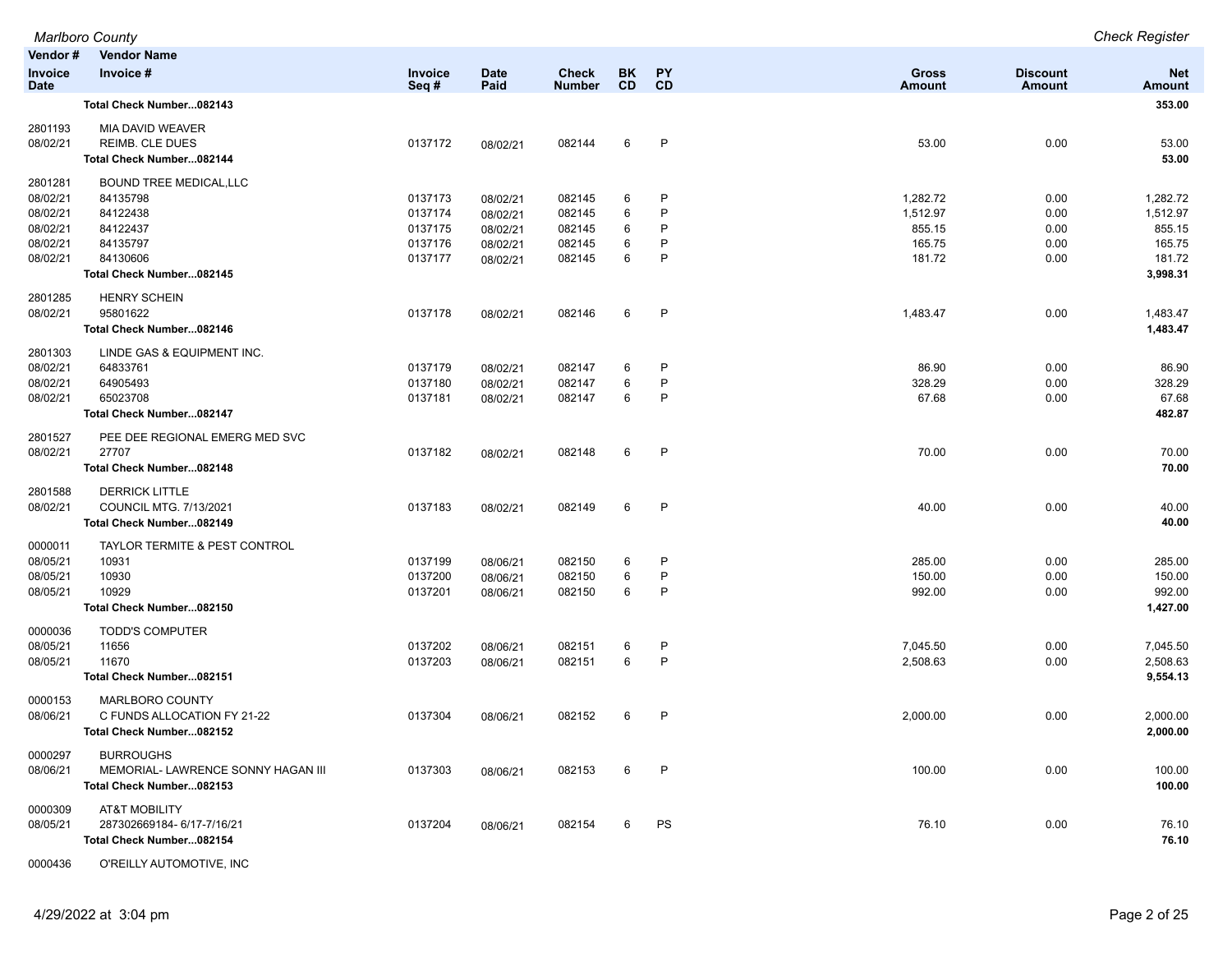| Vendor # / Invoice Date | Vendor Name / Invoice # | Invoice Seq # | Date Paid | Check Number | BK CD | PY CD | Gross Amount | Discount Amount | Net Amount |
|---|---|---|---|---|---|---|---|---|---|
| | **Total Check Number...082143** | | | | | | | | **353.00** |
| 2801193 | MIA DAVID WEAVER | | | | | | | | |
| 08/02/21 | REIMB. CLE DUES | 0137172 | 08/02/21 | 082144 | 6 | P | 53.00 | 0.00 | 53.00 |
| | **Total Check Number...082144** | | | | | | | | **53.00** |
| 2801281 | BOUND TREE MEDICAL,LLC | | | | | | | | |
| 08/02/21 | 84135798 | 0137173 | 08/02/21 | 082145 | 6 | P | 1,282.72 | 0.00 | 1,282.72 |
| 08/02/21 | 84122438 | 0137174 | 08/02/21 | 082145 | 6 | P | 1,512.97 | 0.00 | 1,512.97 |
| 08/02/21 | 84122437 | 0137175 | 08/02/21 | 082145 | 6 | P | 855.15 | 0.00 | 855.15 |
| 08/02/21 | 84135797 | 0137176 | 08/02/21 | 082145 | 6 | P | 165.75 | 0.00 | 165.75 |
| 08/02/21 | 84130606 | 0137177 | 08/02/21 | 082145 | 6 | P | 181.72 | 0.00 | 181.72 |
| | **Total Check Number...082145** | | | | | | | | **3,998.31** |
| 2801285 | HENRY SCHEIN | | | | | | | | |
| 08/02/21 | 95801622 | 0137178 | 08/02/21 | 082146 | 6 | P | 1,483.47 | 0.00 | 1,483.47 |
| | **Total Check Number...082146** | | | | | | | | **1,483.47** |
| 2801303 | LINDE GAS & EQUIPMENT INC. | | | | | | | | |
| 08/02/21 | 64833761 | 0137179 | 08/02/21 | 082147 | 6 | P | 86.90 | 0.00 | 86.90 |
| 08/02/21 | 64905493 | 0137180 | 08/02/21 | 082147 | 6 | P | 328.29 | 0.00 | 328.29 |
| 08/02/21 | 65023708 | 0137181 | 08/02/21 | 082147 | 6 | P | 67.68 | 0.00 | 67.68 |
| | **Total Check Number...082147** | | | | | | | | **482.87** |
| 2801527 | PEE DEE REGIONAL EMERG MED SVC | | | | | | | | |
| 08/02/21 | 27707 | 0137182 | 08/02/21 | 082148 | 6 | P | 70.00 | 0.00 | 70.00 |
| | **Total Check Number...082148** | | | | | | | | **70.00** |
| 2801588 | DERRICK LITTLE | | | | | | | | |
| 08/02/21 | COUNCIL MTG. 7/13/2021 | 0137183 | 08/02/21 | 082149 | 6 | P | 40.00 | 0.00 | 40.00 |
| | **Total Check Number...082149** | | | | | | | | **40.00** |
| 0000011 | TAYLOR TERMITE & PEST CONTROL | | | | | | | | |
| 08/05/21 | 10931 | 0137199 | 08/06/21 | 082150 | 6 | P | 285.00 | 0.00 | 285.00 |
| 08/05/21 | 10930 | 0137200 | 08/06/21 | 082150 | 6 | P | 150.00 | 0.00 | 150.00 |
| 08/05/21 | 10929 | 0137201 | 08/06/21 | 082150 | 6 | P | 992.00 | 0.00 | 992.00 |
| | **Total Check Number...082150** | | | | | | | | **1,427.00** |
| 0000036 | TODD'S COMPUTER | | | | | | | | |
| 08/05/21 | 11656 | 0137202 | 08/06/21 | 082151 | 6 | P | 7,045.50 | 0.00 | 7,045.50 |
| 08/05/21 | 11670 | 0137203 | 08/06/21 | 082151 | 6 | P | 2,508.63 | 0.00 | 2,508.63 |
| | **Total Check Number...082151** | | | | | | | | **9,554.13** |
| 0000153 | MARLBORO COUNTY | | | | | | | | |
| 08/06/21 | C FUNDS ALLOCATION FY 21-22 | 0137304 | 08/06/21 | 082152 | 6 | P | 2,000.00 | 0.00 | 2,000.00 |
| | **Total Check Number...082152** | | | | | | | | **2,000.00** |
| 0000297 | BURROUGHS | | | | | | | | |
| 08/06/21 | MEMORIAL- LAWRENCE SONNY HAGAN III | 0137303 | 08/06/21 | 082153 | 6 | P | 100.00 | 0.00 | 100.00 |
| | **Total Check Number...082153** | | | | | | | | **100.00** |
| 0000309 | AT&T MOBILITY | | | | | | | | |
| 08/05/21 | 287302669184- 6/17-7/16/21 | 0137204 | 08/06/21 | 082154 | 6 | PS | 76.10 | 0.00 | 76.10 |
| | **Total Check Number...082154** | | | | | | | | **76.10** |
| 0000436 | O'REILLY AUTOMOTIVE, INC | | | | | | | | |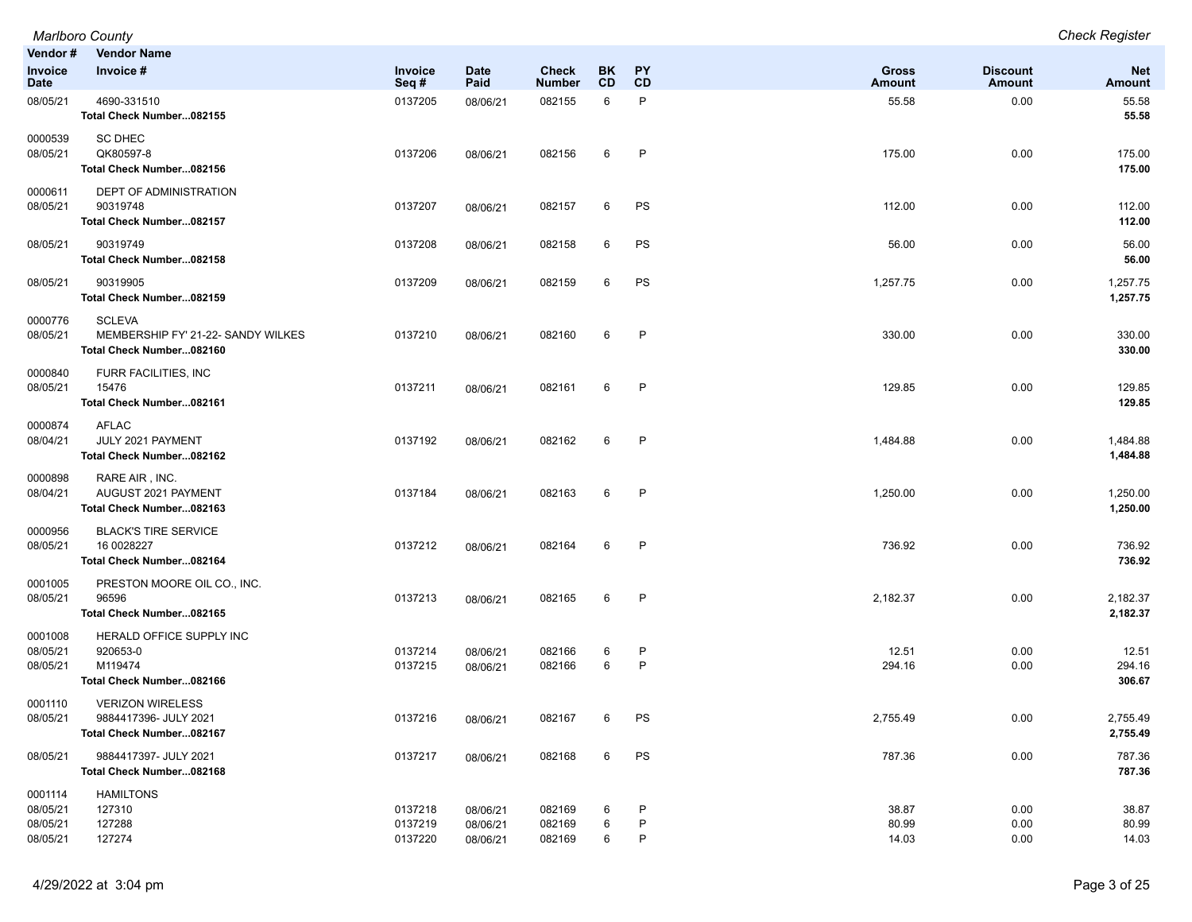| Vendor # | Vendor Name | | | | | | | | |
|---|---|---|---|---|---|---|---|---|---|
| Invoice Date | Invoice # | Invoice Seq # | Date Paid | Check Number | BK CD | PY CD | Gross Amount | Discount Amount | Net Amount |
| 08/05/21 | 4690-331510 | 0137205 | 08/06/21 | 082155 | 6 | P | 55.58 | 0.00 | 55.58 |
| | **Total Check Number...082155** | | | | | | | | **55.58** |
| 0000539 | SC DHEC | | | | | | | | |
| 08/05/21 | QK80597-8 | 0137206 | 08/06/21 | 082156 | 6 | P | 175.00 | 0.00 | 175.00 |
| | **Total Check Number...082156** | | | | | | | | **175.00** |
| 0000611 | DEPT OF ADMINISTRATION | | | | | | | | |
| 08/05/21 | 90319748 | 0137207 | 08/06/21 | 082157 | 6 | PS | 112.00 | 0.00 | 112.00 |
| | **Total Check Number...082157** | | | | | | | | **112.00** |
| 08/05/21 | 90319749 | 0137208 | 08/06/21 | 082158 | 6 | PS | 56.00 | 0.00 | 56.00 |
| | **Total Check Number...082158** | | | | | | | | **56.00** |
| 08/05/21 | 90319905 | 0137209 | 08/06/21 | 082159 | 6 | PS | 1,257.75 | 0.00 | 1,257.75 |
| | **Total Check Number...082159** | | | | | | | | **1,257.75** |
| 0000776 | SCLEVA | | | | | | | | |
| 08/05/21 | MEMBERSHIP FY' 21-22- SANDY WILKES | 0137210 | 08/06/21 | 082160 | 6 | P | 330.00 | 0.00 | 330.00 |
| | **Total Check Number...082160** | | | | | | | | **330.00** |
| 0000840 | FURR FACILITIES, INC | | | | | | | | |
| 08/05/21 | 15476 | 0137211 | 08/06/21 | 082161 | 6 | P | 129.85 | 0.00 | 129.85 |
| | **Total Check Number...082161** | | | | | | | | **129.85** |
| 0000874 | AFLAC | | | | | | | | |
| 08/04/21 | JULY 2021 PAYMENT | 0137192 | 08/06/21 | 082162 | 6 | P | 1,484.88 | 0.00 | 1,484.88 |
| | **Total Check Number...082162** | | | | | | | | **1,484.88** |
| 0000898 | RARE AIR , INC. | | | | | | | | |
| 08/04/21 | AUGUST 2021 PAYMENT | 0137184 | 08/06/21 | 082163 | 6 | P | 1,250.00 | 0.00 | 1,250.00 |
| | **Total Check Number...082163** | | | | | | | | **1,250.00** |
| 0000956 | BLACK'S TIRE SERVICE | | | | | | | | |
| 08/05/21 | 16 0028227 | 0137212 | 08/06/21 | 082164 | 6 | P | 736.92 | 0.00 | 736.92 |
| | **Total Check Number...082164** | | | | | | | | **736.92** |
| 0001005 | PRESTON MOORE OIL CO., INC. | | | | | | | | |
| 08/05/21 | 96596 | 0137213 | 08/06/21 | 082165 | 6 | P | 2,182.37 | 0.00 | 2,182.37 |
| | **Total Check Number...082165** | | | | | | | | **2,182.37** |
| 0001008 | HERALD OFFICE SUPPLY INC | | | | | | | | |
| 08/05/21 | 920653-0 | 0137214 | 08/06/21 | 082166 | 6 | P | 12.51 | 0.00 | 12.51 |
| 08/05/21 | M119474 | 0137215 | 08/06/21 | 082166 | 6 | P | 294.16 | 0.00 | 294.16 |
| | **Total Check Number...082166** | | | | | | | | **306.67** |
| 0001110 | VERIZON WIRELESS | | | | | | | | |
| 08/05/21 | 9884417396- JULY 2021 | 0137216 | 08/06/21 | 082167 | 6 | PS | 2,755.49 | 0.00 | 2,755.49 |
| | **Total Check Number...082167** | | | | | | | | **2,755.49** |
| 08/05/21 | 9884417397- JULY 2021 | 0137217 | 08/06/21 | 082168 | 6 | PS | 787.36 | 0.00 | 787.36 |
| | **Total Check Number...082168** | | | | | | | | **787.36** |
| 0001114 | HAMILTONS | | | | | | | | |
| 08/05/21 | 127310 | 0137218 | 08/06/21 | 082169 | 6 | P | 38.87 | 0.00 | 38.87 |
| 08/05/21 | 127288 | 0137219 | 08/06/21 | 082169 | 6 | P | 80.99 | 0.00 | 80.99 |
| 08/05/21 | 127274 | 0137220 | 08/06/21 | 082169 | 6 | P | 14.03 | 0.00 | 14.03 |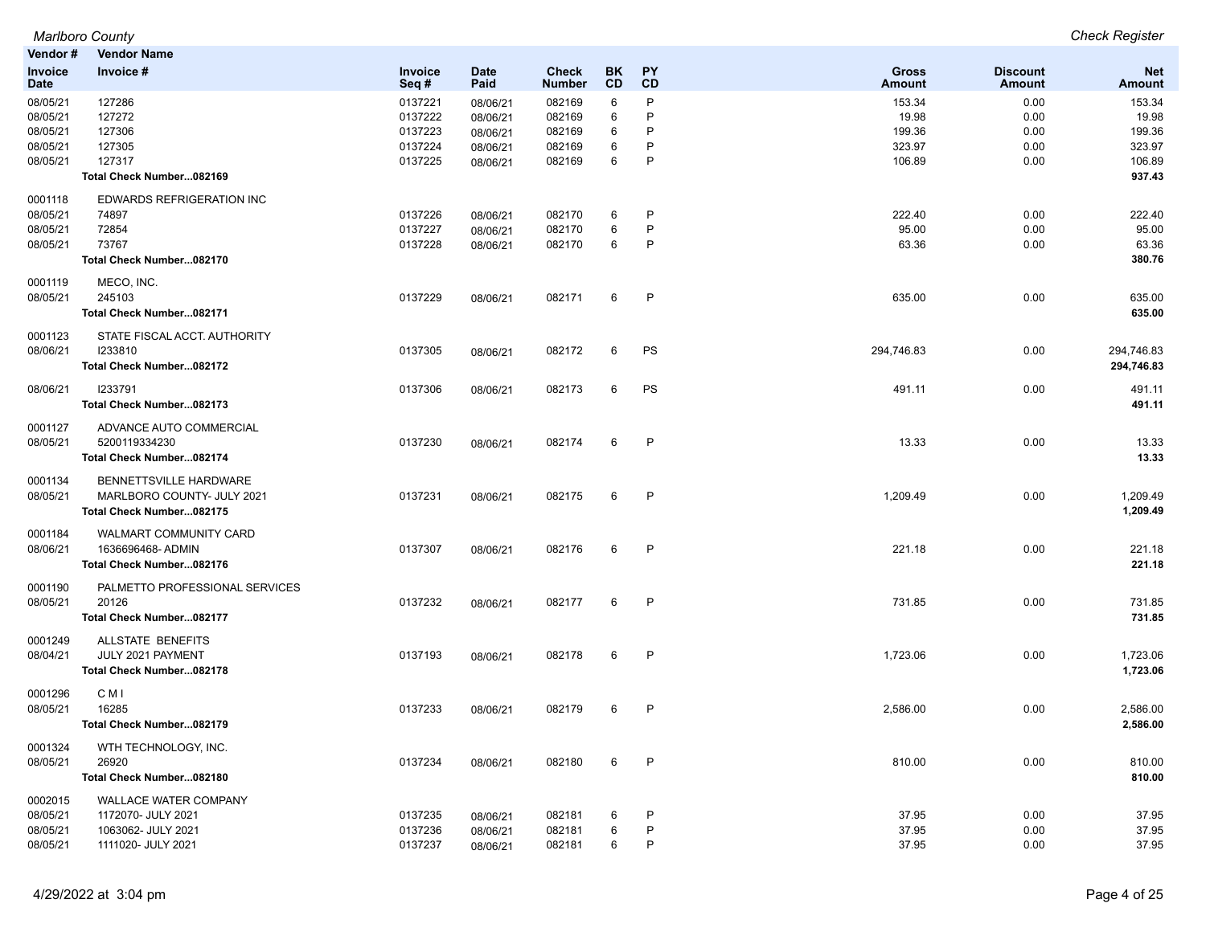| Vendor # | Vendor Name | | | | | | | | |
|---|---|---|---|---|---|---|---|---|---|
| Invoice Date | Invoice # | Invoice Seq # | Date Paid | Check Number | BK CD | PY CD | Gross Amount | Discount Amount | Net Amount |
| 08/05/21 | 127286 | 0137221 | 08/06/21 | 082169 | 6 | P | 153.34 | 0.00 | 153.34 |
| 08/05/21 | 127272 | 0137222 | 08/06/21 | 082169 | 6 | P | 19.98 | 0.00 | 19.98 |
| 08/05/21 | 127306 | 0137223 | 08/06/21 | 082169 | 6 | P | 199.36 | 0.00 | 199.36 |
| 08/05/21 | 127305 | 0137224 | 08/06/21 | 082169 | 6 | P | 323.97 | 0.00 | 323.97 |
| 08/05/21 | 127317 | 0137225 | 08/06/21 | 082169 | 6 | P | 106.89 | 0.00 | 106.89 |
| | **Total Check Number...082169** | | | | | | | | **937.43** |
| 0001118 | EDWARDS REFRIGERATION INC | | | | | | | | |
| 08/05/21 | 74897 | 0137226 | 08/06/21 | 082170 | 6 | P | 222.40 | 0.00 | 222.40 |
| 08/05/21 | 72854 | 0137227 | 08/06/21 | 082170 | 6 | P | 95.00 | 0.00 | 95.00 |
| 08/05/21 | 73767 | 0137228 | 08/06/21 | 082170 | 6 | P | 63.36 | 0.00 | 63.36 |
| | **Total Check Number...082170** | | | | | | | | **380.76** |
| 0001119 | MECO, INC. | | | | | | | | |
| 08/05/21 | 245103 | 0137229 | 08/06/21 | 082171 | 6 | P | 635.00 | 0.00 | 635.00 |
| | **Total Check Number...082171** | | | | | | | | **635.00** |
| 0001123 | STATE FISCAL ACCT. AUTHORITY | | | | | | | | |
| 08/06/21 | I233810 | 0137305 | 08/06/21 | 082172 | 6 | PS | 294,746.83 | 0.00 | 294,746.83 |
| | **Total Check Number...082172** | | | | | | | | **294,746.83** |
| 08/06/21 | I233791 | 0137306 | 08/06/21 | 082173 | 6 | PS | 491.11 | 0.00 | 491.11 |
| | **Total Check Number...082173** | | | | | | | | **491.11** |
| 0001127 | ADVANCE AUTO COMMERCIAL | | | | | | | | |
| 08/05/21 | 5200119334230 | 0137230 | 08/06/21 | 082174 | 6 | P | 13.33 | 0.00 | 13.33 |
| | **Total Check Number...082174** | | | | | | | | **13.33** |
| 0001134 | BENNETTSVILLE HARDWARE | | | | | | | | |
| 08/05/21 | MARLBORO COUNTY- JULY 2021 | 0137231 | 08/06/21 | 082175 | 6 | P | 1,209.49 | 0.00 | 1,209.49 |
| | **Total Check Number...082175** | | | | | | | | **1,209.49** |
| 0001184 | WALMART COMMUNITY CARD | | | | | | | | |
| 08/06/21 | 1636696468- ADMIN | 0137307 | 08/06/21 | 082176 | 6 | P | 221.18 | 0.00 | 221.18 |
| | **Total Check Number...082176** | | | | | | | | **221.18** |
| 0001190 | PALMETTO PROFESSIONAL SERVICES | | | | | | | | |
| 08/05/21 | 20126 | 0137232 | 08/06/21 | 082177 | 6 | P | 731.85 | 0.00 | 731.85 |
| | **Total Check Number...082177** | | | | | | | | **731.85** |
| 0001249 | ALLSTATE BENEFITS | | | | | | | | |
| 08/04/21 | JULY 2021 PAYMENT | 0137193 | 08/06/21 | 082178 | 6 | P | 1,723.06 | 0.00 | 1,723.06 |
| | **Total Check Number...082178** | | | | | | | | **1,723.06** |
| 0001296 | C M I | | | | | | | | |
| 08/05/21 | 16285 | 0137233 | 08/06/21 | 082179 | 6 | P | 2,586.00 | 0.00 | 2,586.00 |
| | **Total Check Number...082179** | | | | | | | | **2,586.00** |
| 0001324 | WTH TECHNOLOGY, INC. | | | | | | | | |
| 08/05/21 | 26920 | 0137234 | 08/06/21 | 082180 | 6 | P | 810.00 | 0.00 | 810.00 |
| | **Total Check Number...082180** | | | | | | | | **810.00** |
| 0002015 | WALLACE WATER COMPANY | | | | | | | | |
| 08/05/21 | 1172070- JULY 2021 | 0137235 | 08/06/21 | 082181 | 6 | P | 37.95 | 0.00 | 37.95 |
| 08/05/21 | 1063062- JULY 2021 | 0137236 | 08/06/21 | 082181 | 6 | P | 37.95 | 0.00 | 37.95 |
| 08/05/21 | 1111020- JULY 2021 | 0137237 | 08/06/21 | 082181 | 6 | P | 37.95 | 0.00 | 37.95 |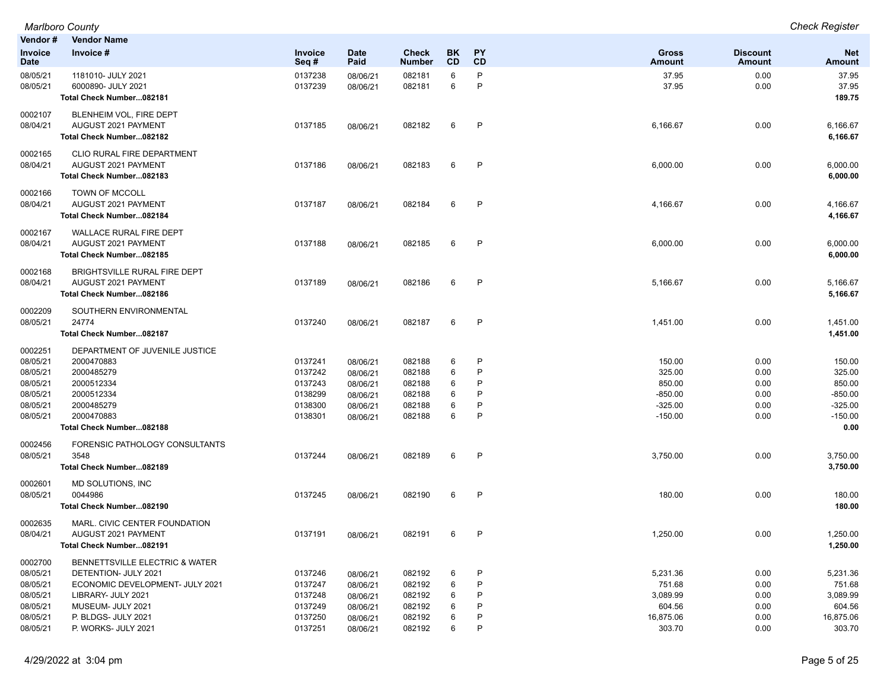| Vendor # / Invoice Date | Vendor Name / Invoice # | Invoice Seq # | Date Paid | Check Number | BK CD | PY CD | Gross Amount | Discount Amount | Net Amount |
|---|---|---|---|---|---|---|---|---|---|
| 08/05/21 | 1181010- JULY 2021 | 0137238 | 08/06/21 | 082181 | 6 | P | 37.95 | 0.00 | 37.95 |
| 08/05/21 | 6000890- JULY 2021 | 0137239 | 08/06/21 | 082181 | 6 | P | 37.95 | 0.00 | 37.95 |
| | **Total Check Number...082181** | | | | | | | | **189.75** |
| 0002107 | BLENHEIM VOL, FIRE DEPT | | | | | | | | |
| 08/04/21 | AUGUST 2021 PAYMENT | 0137185 | 08/06/21 | 082182 | 6 | P | 6,166.67 | 0.00 | 6,166.67 |
| | **Total Check Number...082182** | | | | | | | | **6,166.67** |
| 0002165 | CLIO RURAL FIRE DEPARTMENT | | | | | | | | |
| 08/04/21 | AUGUST 2021 PAYMENT | 0137186 | 08/06/21 | 082183 | 6 | P | 6,000.00 | 0.00 | 6,000.00 |
| | **Total Check Number...082183** | | | | | | | | **6,000.00** |
| 0002166 | TOWN OF MCCOLL | | | | | | | | |
| 08/04/21 | AUGUST 2021 PAYMENT | 0137187 | 08/06/21 | 082184 | 6 | P | 4,166.67 | 0.00 | 4,166.67 |
| | **Total Check Number...082184** | | | | | | | | **4,166.67** |
| 0002167 | WALLACE RURAL FIRE DEPT | | | | | | | | |
| 08/04/21 | AUGUST 2021 PAYMENT | 0137188 | 08/06/21 | 082185 | 6 | P | 6,000.00 | 0.00 | 6,000.00 |
| | **Total Check Number...082185** | | | | | | | | **6,000.00** |
| 0002168 | BRIGHTSVILLE RURAL FIRE DEPT | | | | | | | | |
| 08/04/21 | AUGUST 2021 PAYMENT | 0137189 | 08/06/21 | 082186 | 6 | P | 5,166.67 | 0.00 | 5,166.67 |
| | **Total Check Number...082186** | | | | | | | | **5,166.67** |
| 0002209 | SOUTHERN ENVIRONMENTAL | | | | | | | | |
| 08/05/21 | 24774 | 0137240 | 08/06/21 | 082187 | 6 | P | 1,451.00 | 0.00 | 1,451.00 |
| | **Total Check Number...082187** | | | | | | | | **1,451.00** |
| 0002251 | DEPARTMENT OF JUVENILE JUSTICE | | | | | | | | |
| 08/05/21 | 2000470883 | 0137241 | 08/06/21 | 082188 | 6 | P | 150.00 | 0.00 | 150.00 |
| 08/05/21 | 2000485279 | 0137242 | 08/06/21 | 082188 | 6 | P | 325.00 | 0.00 | 325.00 |
| 08/05/21 | 2000512334 | 0137243 | 08/06/21 | 082188 | 6 | P | 850.00 | 0.00 | 850.00 |
| 08/05/21 | 2000512334 | 0138299 | 08/06/21 | 082188 | 6 | P | -850.00 | 0.00 | -850.00 |
| 08/05/21 | 2000485279 | 0138300 | 08/06/21 | 082188 | 6 | P | -325.00 | 0.00 | -325.00 |
| 08/05/21 | 2000470883 | 0138301 | 08/06/21 | 082188 | 6 | P | -150.00 | 0.00 | -150.00 |
| | **Total Check Number...082188** | | | | | | | | **0.00** |
| 0002456 | FORENSIC PATHOLOGY CONSULTANTS | | | | | | | | |
| 08/05/21 | 3548 | 0137244 | 08/06/21 | 082189 | 6 | P | 3,750.00 | 0.00 | 3,750.00 |
| | **Total Check Number...082189** | | | | | | | | **3,750.00** |
| 0002601 | MD SOLUTIONS, INC | | | | | | | | |
| 08/05/21 | 0044986 | 0137245 | 08/06/21 | 082190 | 6 | P | 180.00 | 0.00 | 180.00 |
| | **Total Check Number...082190** | | | | | | | | **180.00** |
| 0002635 | MARL. CIVIC CENTER FOUNDATION | | | | | | | | |
| 08/04/21 | AUGUST 2021 PAYMENT | 0137191 | 08/06/21 | 082191 | 6 | P | 1,250.00 | 0.00 | 1,250.00 |
| | **Total Check Number...082191** | | | | | | | | **1,250.00** |
| 0002700 | BENNETTSVILLE ELECTRIC & WATER | | | | | | | | |
| 08/05/21 | DETENTION- JULY 2021 | 0137246 | 08/06/21 | 082192 | 6 | P | 5,231.36 | 0.00 | 5,231.36 |
| 08/05/21 | ECONOMIC DEVELOPMENT- JULY 2021 | 0137247 | 08/06/21 | 082192 | 6 | P | 751.68 | 0.00 | 751.68 |
| 08/05/21 | LIBRARY- JULY 2021 | 0137248 | 08/06/21 | 082192 | 6 | P | 3,089.99 | 0.00 | 3,089.99 |
| 08/05/21 | MUSEUM- JULY 2021 | 0137249 | 08/06/21 | 082192 | 6 | P | 604.56 | 0.00 | 604.56 |
| 08/05/21 | P. BLDGS- JULY 2021 | 0137250 | 08/06/21 | 082192 | 6 | P | 16,875.06 | 0.00 | 16,875.06 |
| 08/05/21 | P. WORKS- JULY 2021 | 0137251 | 08/06/21 | 082192 | 6 | P | 303.70 | 0.00 | 303.70 |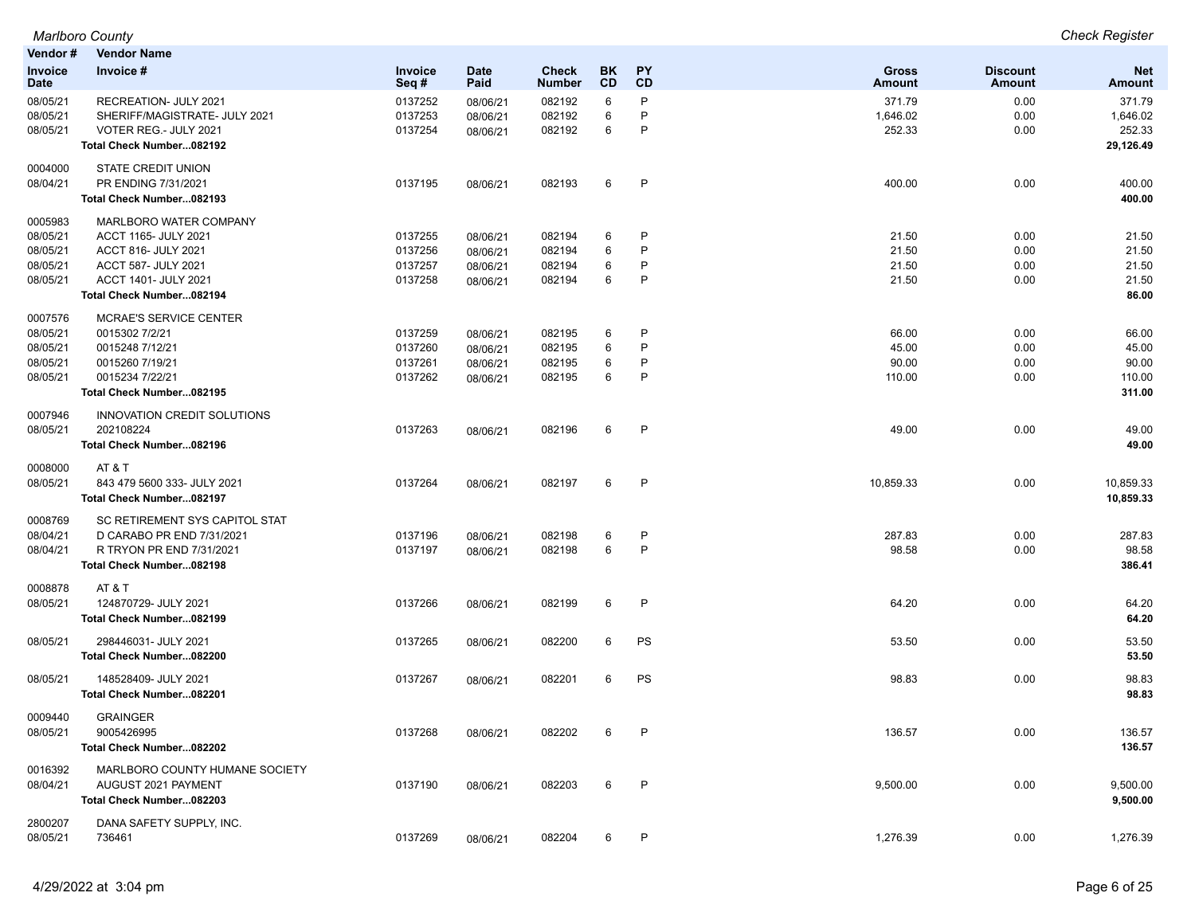| Vendor # | Vendor Name | | | | | | | | |
|---|---|---|---|---|---|---|---|---|---|
| Invoice Date | Invoice # | Invoice Seq # | Date Paid | Check Number | BK CD | PY CD | Gross Amount | Discount Amount | Net Amount |
| 08/05/21 | RECREATION- JULY 2021 | 0137252 | 08/06/21 | 082192 | 6 | P | 371.79 | 0.00 | 371.79 |
| 08/05/21 | SHERIFF/MAGISTRATE- JULY 2021 | 0137253 | 08/06/21 | 082192 | 6 | P | 1,646.02 | 0.00 | 1,646.02 |
| 08/05/21 | VOTER REG.- JULY 2021 | 0137254 | 08/06/21 | 082192 | 6 | P | 252.33 | 0.00 | 252.33 |
| | **Total Check Number...082192** | | | | | | | | **29,126.49** |
| 0004000 | STATE CREDIT UNION | | | | | | | | |
| 08/04/21 | PR ENDING 7/31/2021 | 0137195 | 08/06/21 | 082193 | 6 | P | 400.00 | 0.00 | 400.00 |
| | **Total Check Number...082193** | | | | | | | | **400.00** |
| 0005983 | MARLBORO WATER COMPANY | | | | | | | | |
| 08/05/21 | ACCT 1165- JULY 2021 | 0137255 | 08/06/21 | 082194 | 6 | P | 21.50 | 0.00 | 21.50 |
| 08/05/21 | ACCT 816- JULY 2021 | 0137256 | 08/06/21 | 082194 | 6 | P | 21.50 | 0.00 | 21.50 |
| 08/05/21 | ACCT 587- JULY 2021 | 0137257 | 08/06/21 | 082194 | 6 | P | 21.50 | 0.00 | 21.50 |
| 08/05/21 | ACCT 1401- JULY 2021 | 0137258 | 08/06/21 | 082194 | 6 | P | 21.50 | 0.00 | 21.50 |
| | **Total Check Number...082194** | | | | | | | | **86.00** |
| 0007576 | MCRAE'S SERVICE CENTER | | | | | | | | |
| 08/05/21 | 0015302 7/2/21 | 0137259 | 08/06/21 | 082195 | 6 | P | 66.00 | 0.00 | 66.00 |
| 08/05/21 | 0015248 7/12/21 | 0137260 | 08/06/21 | 082195 | 6 | P | 45.00 | 0.00 | 45.00 |
| 08/05/21 | 0015260 7/19/21 | 0137261 | 08/06/21 | 082195 | 6 | P | 90.00 | 0.00 | 90.00 |
| 08/05/21 | 0015234 7/22/21 | 0137262 | 08/06/21 | 082195 | 6 | P | 110.00 | 0.00 | 110.00 |
| | **Total Check Number...082195** | | | | | | | | **311.00** |
| 0007946 | INNOVATION CREDIT SOLUTIONS | | | | | | | | |
| 08/05/21 | 202108224 | 0137263 | 08/06/21 | 082196 | 6 | P | 49.00 | 0.00 | 49.00 |
| | **Total Check Number...082196** | | | | | | | | **49.00** |
| 0008000 | AT & T | | | | | | | | |
| 08/05/21 | 843 479 5600 333- JULY 2021 | 0137264 | 08/06/21 | 082197 | 6 | P | 10,859.33 | 0.00 | 10,859.33 |
| | **Total Check Number...082197** | | | | | | | | **10,859.33** |
| 0008769 | SC RETIREMENT SYS CAPITOL STAT | | | | | | | | |
| 08/04/21 | D CARABO PR END 7/31/2021 | 0137196 | 08/06/21 | 082198 | 6 | P | 287.83 | 0.00 | 287.83 |
| 08/04/21 | R TRYON PR END 7/31/2021 | 0137197 | 08/06/21 | 082198 | 6 | P | 98.58 | 0.00 | 98.58 |
| | **Total Check Number...082198** | | | | | | | | **386.41** |
| 0008878 | AT & T | | | | | | | | |
| 08/05/21 | 124870729- JULY 2021 | 0137266 | 08/06/21 | 082199 | 6 | P | 64.20 | 0.00 | 64.20 |
| | **Total Check Number...082199** | | | | | | | | **64.20** |
| 08/05/21 | 298446031- JULY 2021 | 0137265 | 08/06/21 | 082200 | 6 | PS | 53.50 | 0.00 | 53.50 |
| | **Total Check Number...082200** | | | | | | | | **53.50** |
| 08/05/21 | 148528409- JULY 2021 | 0137267 | 08/06/21 | 082201 | 6 | PS | 98.83 | 0.00 | 98.83 |
| | **Total Check Number...082201** | | | | | | | | **98.83** |
| 0009440 | GRAINGER | | | | | | | | |
| 08/05/21 | 9005426995 | 0137268 | 08/06/21 | 082202 | 6 | P | 136.57 | 0.00 | 136.57 |
| | **Total Check Number...082202** | | | | | | | | **136.57** |
| 0016392 | MARLBORO COUNTY HUMANE SOCIETY | | | | | | | | |
| 08/04/21 | AUGUST 2021 PAYMENT | 0137190 | 08/06/21 | 082203 | 6 | P | 9,500.00 | 0.00 | 9,500.00 |
| | **Total Check Number...082203** | | | | | | | | **9,500.00** |
| 2800207 | DANA SAFETY SUPPLY, INC. | | | | | | | | |
| 08/05/21 | 736461 | 0137269 | 08/06/21 | 082204 | 6 | P | 1,276.39 | 0.00 | 1,276.39 |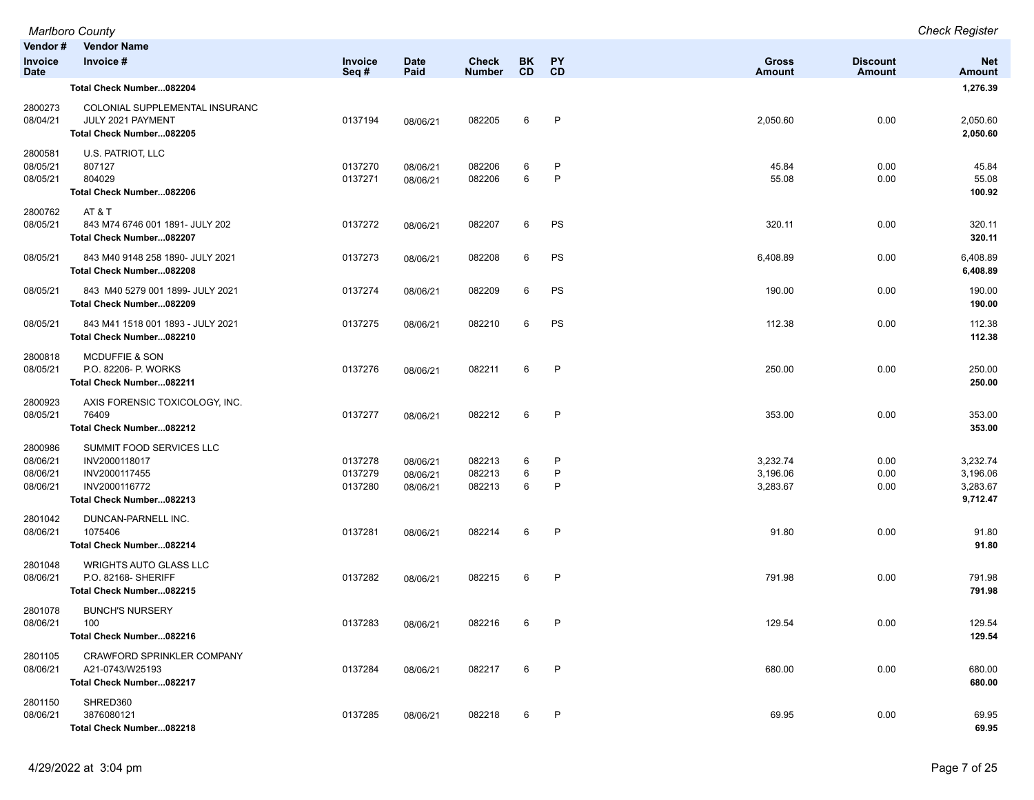| Vendor # | Vendor Name | | | | | | | | |
|---|---|---|---|---|---|---|---|---|---|
| **Invoice Date** | **Invoice #** | **Invoice Seq #** | **Date Paid** | **Check Number** | **BK CD** | **PY CD** | **Gross Amount** | **Discount Amount** | **Net Amount** |
| | **Total Check Number...082204** | | | | | | | | **1,276.39** |
| 2800273 | COLONIAL SUPPLEMENTAL INSURANC | | | | | | | | |
| 08/04/21 | JULY 2021 PAYMENT | 0137194 | 08/06/21 | 082205 | 6 | P | 2,050.60 | 0.00 | 2,050.60 |
| | **Total Check Number...082205** | | | | | | | | **2,050.60** |
| 2800581 | U.S. PATRIOT, LLC | | | | | | | | |
| 08/05/21 | 807127 | 0137270 | 08/06/21 | 082206 | 6 | P | 45.84 | 0.00 | 45.84 |
| 08/05/21 | 804029 | 0137271 | 08/06/21 | 082206 | 6 | P | 55.08 | 0.00 | 55.08 |
| | **Total Check Number...082206** | | | | | | | | **100.92** |
| 2800762 | AT & T | | | | | | | | |
| 08/05/21 | 843 M74 6746 001 1891- JULY 202 | 0137272 | 08/06/21 | 082207 | 6 | PS | 320.11 | 0.00 | 320.11 |
| | **Total Check Number...082207** | | | | | | | | **320.11** |
| 08/05/21 | 843 M40 9148 258 1890- JULY 2021 | 0137273 | 08/06/21 | 082208 | 6 | PS | 6,408.89 | 0.00 | 6,408.89 |
| | **Total Check Number...082208** | | | | | | | | **6,408.89** |
| 08/05/21 | 843 M40 5279 001 1899- JULY 2021 | 0137274 | 08/06/21 | 082209 | 6 | PS | 190.00 | 0.00 | 190.00 |
| | **Total Check Number...082209** | | | | | | | | **190.00** |
| 08/05/21 | 843 M41 1518 001 1893 - JULY 2021 | 0137275 | 08/06/21 | 082210 | 6 | PS | 112.38 | 0.00 | 112.38 |
| | **Total Check Number...082210** | | | | | | | | **112.38** |
| 2800818 | MCDUFFIE & SON | | | | | | | | |
| 08/05/21 | P.O. 82206- P. WORKS | 0137276 | 08/06/21 | 082211 | 6 | P | 250.00 | 0.00 | 250.00 |
| | **Total Check Number...082211** | | | | | | | | **250.00** |
| 2800923 | AXIS FORENSIC TOXICOLOGY, INC. | | | | | | | | |
| 08/05/21 | 76409 | 0137277 | 08/06/21 | 082212 | 6 | P | 353.00 | 0.00 | 353.00 |
| | **Total Check Number...082212** | | | | | | | | **353.00** |
| 2800986 | SUMMIT FOOD SERVICES LLC | | | | | | | | |
| 08/06/21 | INV2000118017 | 0137278 | 08/06/21 | 082213 | 6 | P | 3,232.74 | 0.00 | 3,232.74 |
| 08/06/21 | INV2000117455 | 0137279 | 08/06/21 | 082213 | 6 | P | 3,196.06 | 0.00 | 3,196.06 |
| 08/06/21 | INV2000116772 | 0137280 | 08/06/21 | 082213 | 6 | P | 3,283.67 | 0.00 | 3,283.67 |
| | **Total Check Number...082213** | | | | | | | | **9,712.47** |
| 2801042 | DUNCAN-PARNELL INC. | | | | | | | | |
| 08/06/21 | 1075406 | 0137281 | 08/06/21 | 082214 | 6 | P | 91.80 | 0.00 | 91.80 |
| | **Total Check Number...082214** | | | | | | | | **91.80** |
| 2801048 | WRIGHTS AUTO GLASS LLC | | | | | | | | |
| 08/06/21 | P.O. 82168- SHERIFF | 0137282 | 08/06/21 | 082215 | 6 | P | 791.98 | 0.00 | 791.98 |
| | **Total Check Number...082215** | | | | | | | | **791.98** |
| 2801078 | BUNCH'S NURSERY | | | | | | | | |
| 08/06/21 | 100 | 0137283 | 08/06/21 | 082216 | 6 | P | 129.54 | 0.00 | 129.54 |
| | **Total Check Number...082216** | | | | | | | | **129.54** |
| 2801105 | CRAWFORD SPRINKLER COMPANY | | | | | | | | |
| 08/06/21 | A21-0743/W25193 | 0137284 | 08/06/21 | 082217 | 6 | P | 680.00 | 0.00 | 680.00 |
| | **Total Check Number...082217** | | | | | | | | **680.00** |
| 2801150 | SHRED360 | | | | | | | | |
| 08/06/21 | 3876080121 | 0137285 | 08/06/21 | 082218 | 6 | P | 69.95 | 0.00 | 69.95 |
| | **Total Check Number...082218** | | | | | | | | **69.95** |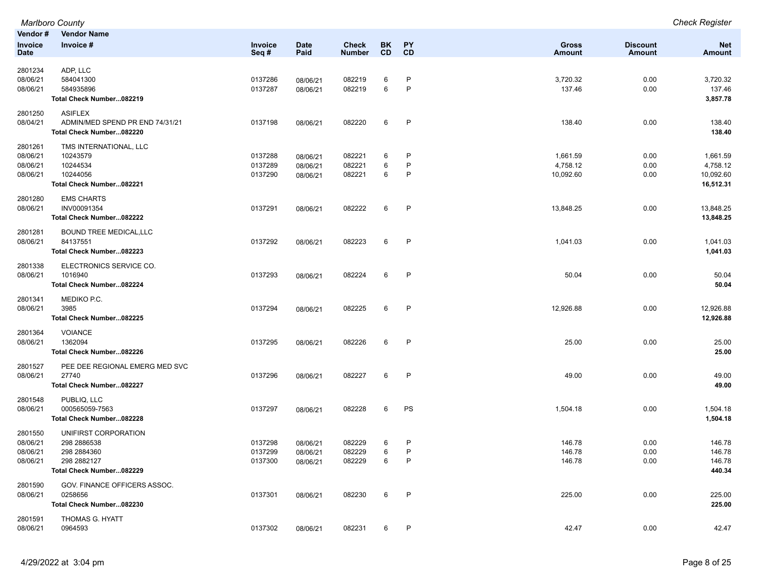| Vendor # / Invoice Date | Vendor Name / Invoice # | Invoice Seq # | Date Paid | Check Number | BK CD | PY CD | Gross Amount | Discount Amount | Net Amount |
|---|---|---|---|---|---|---|---|---|---|
| 2801234 | ADP, LLC | | | | | | | | |
| 08/06/21 | 584041300 | 0137286 | 08/06/21 | 082219 | 6 | P | 3,720.32 | 0.00 | 3,720.32 |
| 08/06/21 | 584935896 | 0137287 | 08/06/21 | 082219 | 6 | P | 137.46 | 0.00 | 137.46 |
| | **Total Check Number...082219** | | | | | | | | **3,857.78** |
| 2801250 | ASIFLEX | | | | | | | | |
| 08/04/21 | ADMIN/MED SPEND PR END 74/31/21 | 0137198 | 08/06/21 | 082220 | 6 | P | 138.40 | 0.00 | 138.40 |
| | **Total Check Number...082220** | | | | | | | | **138.40** |
| 2801261 | TMS INTERNATIONAL, LLC | | | | | | | | |
| 08/06/21 | 10243579 | 0137288 | 08/06/21 | 082221 | 6 | P | 1,661.59 | 0.00 | 1,661.59 |
| 08/06/21 | 10244534 | 0137289 | 08/06/21 | 082221 | 6 | P | 4,758.12 | 0.00 | 4,758.12 |
| 08/06/21 | 10244056 | 0137290 | 08/06/21 | 082221 | 6 | P | 10,092.60 | 0.00 | 10,092.60 |
| | **Total Check Number...082221** | | | | | | | | **16,512.31** |
| 2801280 | EMS CHARTS | | | | | | | | |
| 08/06/21 | INV00091354 | 0137291 | 08/06/21 | 082222 | 6 | P | 13,848.25 | 0.00 | 13,848.25 |
| | **Total Check Number...082222** | | | | | | | | **13,848.25** |
| 2801281 | BOUND TREE MEDICAL,LLC | | | | | | | | |
| 08/06/21 | 84137551 | 0137292 | 08/06/21 | 082223 | 6 | P | 1,041.03 | 0.00 | 1,041.03 |
| | **Total Check Number...082223** | | | | | | | | **1,041.03** |
| 2801338 | ELECTRONICS SERVICE CO. | | | | | | | | |
| 08/06/21 | 1016940 | 0137293 | 08/06/21 | 082224 | 6 | P | 50.04 | 0.00 | 50.04 |
| | **Total Check Number...082224** | | | | | | | | **50.04** |
| 2801341 | MEDIKO P.C. | | | | | | | | |
| 08/06/21 | 3985 | 0137294 | 08/06/21 | 082225 | 6 | P | 12,926.88 | 0.00 | 12,926.88 |
| | **Total Check Number...082225** | | | | | | | | **12,926.88** |
| 2801364 | VOIANCE | | | | | | | | |
| 08/06/21 | 1362094 | 0137295 | 08/06/21 | 082226 | 6 | P | 25.00 | 0.00 | 25.00 |
| | **Total Check Number...082226** | | | | | | | | **25.00** |
| 2801527 | PEE DEE REGIONAL EMERG MED SVC | | | | | | | | |
| 08/06/21 | 27740 | 0137296 | 08/06/21 | 082227 | 6 | P | 49.00 | 0.00 | 49.00 |
| | **Total Check Number...082227** | | | | | | | | **49.00** |
| 2801548 | PUBLIQ, LLC | | | | | | | | |
| 08/06/21 | 000565059-7563 | 0137297 | 08/06/21 | 082228 | 6 | PS | 1,504.18 | 0.00 | 1,504.18 |
| | **Total Check Number...082228** | | | | | | | | **1,504.18** |
| 2801550 | UNIFIRST CORPORATION | | | | | | | | |
| 08/06/21 | 298 2886538 | 0137298 | 08/06/21 | 082229 | 6 | P | 146.78 | 0.00 | 146.78 |
| 08/06/21 | 298 2884360 | 0137299 | 08/06/21 | 082229 | 6 | P | 146.78 | 0.00 | 146.78 |
| 08/06/21 | 298 2882127 | 0137300 | 08/06/21 | 082229 | 6 | P | 146.78 | 0.00 | 146.78 |
| | **Total Check Number...082229** | | | | | | | | **440.34** |
| 2801590 | GOV. FINANCE OFFICERS ASSOC. | | | | | | | | |
| 08/06/21 | 0258656 | 0137301 | 08/06/21 | 082230 | 6 | P | 225.00 | 0.00 | 225.00 |
| | **Total Check Number...082230** | | | | | | | | **225.00** |
| 2801591 | THOMAS G. HYATT | | | | | | | | |
| 08/06/21 | 0964593 | 0137302 | 08/06/21 | 082231 | 6 | P | 42.47 | 0.00 | 42.47 |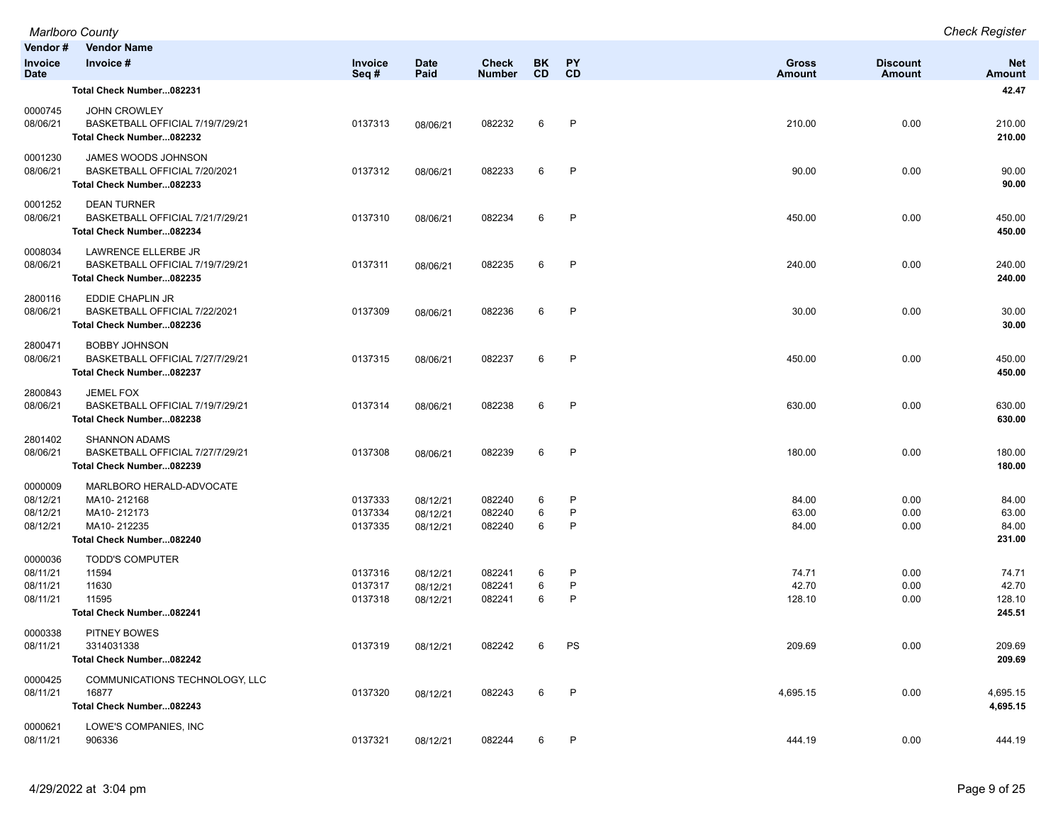| Vendor # | Vendor Name | | | | | | | | |
|---|---|---|---|---|---|---|---|---|---|
| Invoice Date | Invoice # | Invoice Seq # | Date Paid | Check Number | BK CD | PY CD | Gross Amount | Discount Amount | Net Amount |
| | **Total Check Number...082231** | | | | | | | | **42.47** |
| 0000745 | JOHN CROWLEY | | | | | | | | |
| 08/06/21 | BASKETBALL OFFICIAL 7/19/7/29/21 | 0137313 | 08/06/21 | 082232 | 6 | P | 210.00 | 0.00 | 210.00 |
| | **Total Check Number...082232** | | | | | | | | **210.00** |
| 0001230 | JAMES WOODS JOHNSON | | | | | | | | |
| 08/06/21 | BASKETBALL OFFICIAL 7/20/2021 | 0137312 | 08/06/21 | 082233 | 6 | P | 90.00 | 0.00 | 90.00 |
| | **Total Check Number...082233** | | | | | | | | **90.00** |
| 0001252 | DEAN TURNER | | | | | | | | |
| 08/06/21 | BASKETBALL OFFICIAL 7/21/7/29/21 | 0137310 | 08/06/21 | 082234 | 6 | P | 450.00 | 0.00 | 450.00 |
| | **Total Check Number...082234** | | | | | | | | **450.00** |
| 0008034 | LAWRENCE ELLERBE JR | | | | | | | | |
| 08/06/21 | BASKETBALL OFFICIAL 7/19/7/29/21 | 0137311 | 08/06/21 | 082235 | 6 | P | 240.00 | 0.00 | 240.00 |
| | **Total Check Number...082235** | | | | | | | | **240.00** |
| 2800116 | EDDIE CHAPLIN JR | | | | | | | | |
| 08/06/21 | BASKETBALL OFFICIAL 7/22/2021 | 0137309 | 08/06/21 | 082236 | 6 | P | 30.00 | 0.00 | 30.00 |
| | **Total Check Number...082236** | | | | | | | | **30.00** |
| 2800471 | BOBBY JOHNSON | | | | | | | | |
| 08/06/21 | BASKETBALL OFFICIAL 7/27/7/29/21 | 0137315 | 08/06/21 | 082237 | 6 | P | 450.00 | 0.00 | 450.00 |
| | **Total Check Number...082237** | | | | | | | | **450.00** |
| 2800843 | JEMEL FOX | | | | | | | | |
| 08/06/21 | BASKETBALL OFFICIAL 7/19/7/29/21 | 0137314 | 08/06/21 | 082238 | 6 | P | 630.00 | 0.00 | 630.00 |
| | **Total Check Number...082238** | | | | | | | | **630.00** |
| 2801402 | SHANNON ADAMS | | | | | | | | |
| 08/06/21 | BASKETBALL OFFICIAL 7/27/7/29/21 | 0137308 | 08/06/21 | 082239 | 6 | P | 180.00 | 0.00 | 180.00 |
| | **Total Check Number...082239** | | | | | | | | **180.00** |
| 0000009 | MARLBORO HERALD-ADVOCATE | | | | | | | | |
| 08/12/21 | MA10- 212168 | 0137333 | 08/12/21 | 082240 | 6 | P | 84.00 | 0.00 | 84.00 |
| 08/12/21 | MA10- 212173 | 0137334 | 08/12/21 | 082240 | 6 | P | 63.00 | 0.00 | 63.00 |
| 08/12/21 | MA10- 212235 | 0137335 | 08/12/21 | 082240 | 6 | P | 84.00 | 0.00 | 84.00 |
| | **Total Check Number...082240** | | | | | | | | **231.00** |
| 0000036 | TODD'S COMPUTER | | | | | | | | |
| 08/11/21 | 11594 | 0137316 | 08/12/21 | 082241 | 6 | P | 74.71 | 0.00 | 74.71 |
| 08/11/21 | 11630 | 0137317 | 08/12/21 | 082241 | 6 | P | 42.70 | 0.00 | 42.70 |
| 08/11/21 | 11595 | 0137318 | 08/12/21 | 082241 | 6 | P | 128.10 | 0.00 | 128.10 |
| | **Total Check Number...082241** | | | | | | | | **245.51** |
| 0000338 | PITNEY BOWES | | | | | | | | |
| 08/11/21 | 3314031338 | 0137319 | 08/12/21 | 082242 | 6 | PS | 209.69 | 0.00 | 209.69 |
| | **Total Check Number...082242** | | | | | | | | **209.69** |
| 0000425 | COMMUNICATIONS TECHNOLOGY, LLC | | | | | | | | |
| 08/11/21 | 16877 | 0137320 | 08/12/21 | 082243 | 6 | P | 4,695.15 | 0.00 | 4,695.15 |
| | **Total Check Number...082243** | | | | | | | | **4,695.15** |
| 0000621 | LOWE'S COMPANIES, INC | | | | | | | | |
| 08/11/21 | 906336 | 0137321 | 08/12/21 | 082244 | 6 | P | 444.19 | 0.00 | 444.19 |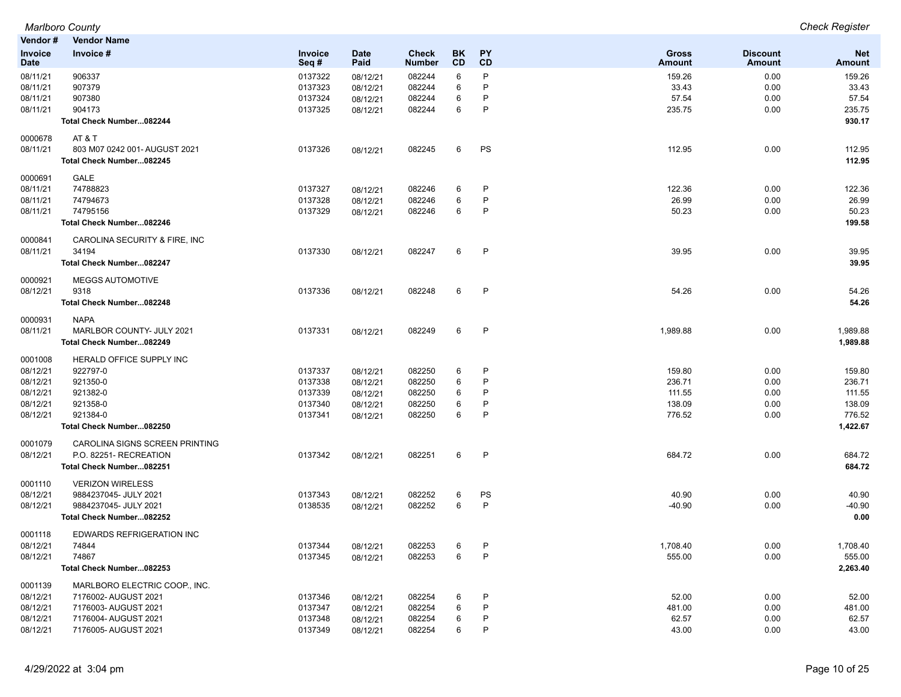| Vendor # | Vendor Name | | | | | | | | |
|---|---|---|---|---|---|---|---|---|---|
| **Invoice Date** | **Invoice #** | **Invoice Seq #** | **Date Paid** | **Check Number** | **BK CD** | **PY CD** | **Gross Amount** | **Discount Amount** | **Net Amount** |
| 08/11/21 | 906337 | 0137322 | 08/12/21 | 082244 | 6 | P | 159.26 | 0.00 | 159.26 |
| 08/11/21 | 907379 | 0137323 | 08/12/21 | 082244 | 6 | P | 33.43 | 0.00 | 33.43 |
| 08/11/21 | 907380 | 0137324 | 08/12/21 | 082244 | 6 | P | 57.54 | 0.00 | 57.54 |
| 08/11/21 | 904173 | 0137325 | 08/12/21 | 082244 | 6 | P | 235.75 | 0.00 | 235.75 |
| | **Total Check Number...082244** | | | | | | | | **930.17** |
| 0000678 | AT & T | | | | | | | | |
| 08/11/21 | 803 M07 0242 001- AUGUST 2021 | 0137326 | 08/12/21 | 082245 | 6 | PS | 112.95 | 0.00 | 112.95 |
| | **Total Check Number...082245** | | | | | | | | **112.95** |
| 0000691 | GALE | | | | | | | | |
| 08/11/21 | 74788823 | 0137327 | 08/12/21 | 082246 | 6 | P | 122.36 | 0.00 | 122.36 |
| 08/11/21 | 74794673 | 0137328 | 08/12/21 | 082246 | 6 | P | 26.99 | 0.00 | 26.99 |
| 08/11/21 | 74795156 | 0137329 | 08/12/21 | 082246 | 6 | P | 50.23 | 0.00 | 50.23 |
| | **Total Check Number...082246** | | | | | | | | **199.58** |
| 0000841 | CAROLINA SECURITY & FIRE, INC | | | | | | | | |
| 08/11/21 | 34194 | 0137330 | 08/12/21 | 082247 | 6 | P | 39.95 | 0.00 | 39.95 |
| | **Total Check Number...082247** | | | | | | | | **39.95** |
| 0000921 | MEGGS AUTOMOTIVE | | | | | | | | |
| 08/12/21 | 9318 | 0137336 | 08/12/21 | 082248 | 6 | P | 54.26 | 0.00 | 54.26 |
| | **Total Check Number...082248** | | | | | | | | **54.26** |
| 0000931 | NAPA | | | | | | | | |
| 08/11/21 | MARLBOR COUNTY- JULY 2021 | 0137331 | 08/12/21 | 082249 | 6 | P | 1,989.88 | 0.00 | 1,989.88 |
| | **Total Check Number...082249** | | | | | | | | **1,989.88** |
| 0001008 | HERALD OFFICE SUPPLY INC | | | | | | | | |
| 08/12/21 | 922797-0 | 0137337 | 08/12/21 | 082250 | 6 | P | 159.80 | 0.00 | 159.80 |
| 08/12/21 | 921350-0 | 0137338 | 08/12/21 | 082250 | 6 | P | 236.71 | 0.00 | 236.71 |
| 08/12/21 | 921382-0 | 0137339 | 08/12/21 | 082250 | 6 | P | 111.55 | 0.00 | 111.55 |
| 08/12/21 | 921358-0 | 0137340 | 08/12/21 | 082250 | 6 | P | 138.09 | 0.00 | 138.09 |
| 08/12/21 | 921384-0 | 0137341 | 08/12/21 | 082250 | 6 | P | 776.52 | 0.00 | 776.52 |
| | **Total Check Number...082250** | | | | | | | | **1,422.67** |
| 0001079 | CAROLINA SIGNS SCREEN PRINTING | | | | | | | | |
| 08/12/21 | P.O. 82251- RECREATION | 0137342 | 08/12/21 | 082251 | 6 | P | 684.72 | 0.00 | 684.72 |
| | **Total Check Number...082251** | | | | | | | | **684.72** |
| 0001110 | VERIZON WIRELESS | | | | | | | | |
| 08/12/21 | 9884237045- JULY 2021 | 0137343 | 08/12/21 | 082252 | 6 | PS | 40.90 | 0.00 | 40.90 |
| 08/12/21 | 9884237045- JULY 2021 | 0138535 | 08/12/21 | 082252 | 6 | P | -40.90 | 0.00 | -40.90 |
| | **Total Check Number...082252** | | | | | | | | **0.00** |
| 0001118 | EDWARDS REFRIGERATION INC | | | | | | | | |
| 08/12/21 | 74844 | 0137344 | 08/12/21 | 082253 | 6 | P | 1,708.40 | 0.00 | 1,708.40 |
| 08/12/21 | 74867 | 0137345 | 08/12/21 | 082253 | 6 | P | 555.00 | 0.00 | 555.00 |
| | **Total Check Number...082253** | | | | | | | | **2,263.40** |
| 0001139 | MARLBORO ELECTRIC COOP., INC. | | | | | | | | |
| 08/12/21 | 7176002- AUGUST 2021 | 0137346 | 08/12/21 | 082254 | 6 | P | 52.00 | 0.00 | 52.00 |
| 08/12/21 | 7176003- AUGUST 2021 | 0137347 | 08/12/21 | 082254 | 6 | P | 481.00 | 0.00 | 481.00 |
| 08/12/21 | 7176004- AUGUST 2021 | 0137348 | 08/12/21 | 082254 | 6 | P | 62.57 | 0.00 | 62.57 |
| 08/12/21 | 7176005- AUGUST 2021 | 0137349 | 08/12/21 | 082254 | 6 | P | 43.00 | 0.00 | 43.00 |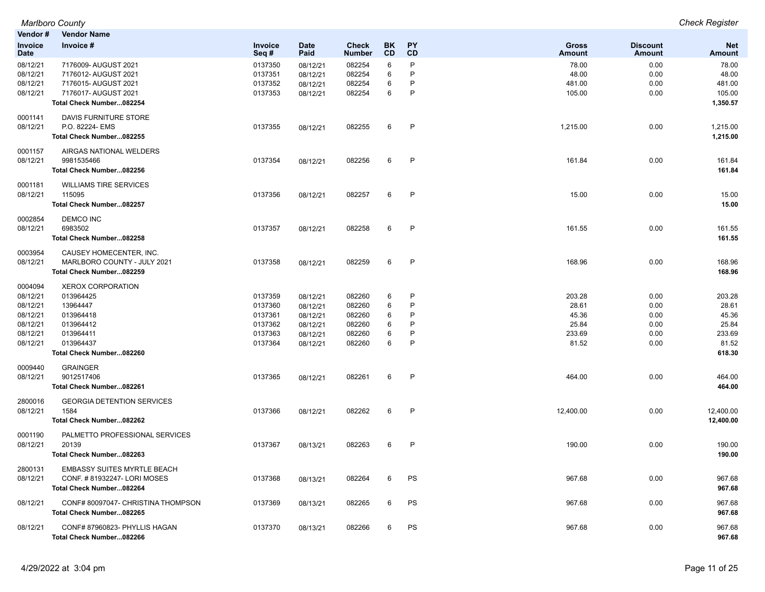| Vendor # | Vendor Name | | | | | | | | |
|---|---|---|---|---|---|---|---|---|---|
| Invoice Date | Invoice # | Invoice Seq # | Date Paid | Check Number | BK CD | PY CD | Gross Amount | Discount Amount | Net Amount |
| 08/12/21 | 7176009- AUGUST 2021 | 0137350 | 08/12/21 | 082254 | 6 | P | 78.00 | 0.00 | 78.00 |
| 08/12/21 | 7176012- AUGUST 2021 | 0137351 | 08/12/21 | 082254 | 6 | P | 48.00 | 0.00 | 48.00 |
| 08/12/21 | 7176015- AUGUST 2021 | 0137352 | 08/12/21 | 082254 | 6 | P | 481.00 | 0.00 | 481.00 |
| 08/12/21 | 7176017- AUGUST 2021 | 0137353 | 08/12/21 | 082254 | 6 | P | 105.00 | 0.00 | 105.00 |
| | **Total Check Number...082254** | | | | | | | | **1,350.57** |
| 0001141 | DAVIS FURNITURE STORE | | | | | | | | |
| 08/12/21 | P.O. 82224- EMS | 0137355 | 08/12/21 | 082255 | 6 | P | 1,215.00 | 0.00 | 1,215.00 |
| | **Total Check Number...082255** | | | | | | | | **1,215.00** |
| 0001157 | AIRGAS NATIONAL WELDERS | | | | | | | | |
| 08/12/21 | 9981535466 | 0137354 | 08/12/21 | 082256 | 6 | P | 161.84 | 0.00 | 161.84 |
| | **Total Check Number...082256** | | | | | | | | **161.84** |
| 0001181 | WILLIAMS TIRE SERVICES | | | | | | | | |
| 08/12/21 | 115095 | 0137356 | 08/12/21 | 082257 | 6 | P | 15.00 | 0.00 | 15.00 |
| | **Total Check Number...082257** | | | | | | | | **15.00** |
| 0002854 | DEMCO INC | | | | | | | | |
| 08/12/21 | 6983502 | 0137357 | 08/12/21 | 082258 | 6 | P | 161.55 | 0.00 | 161.55 |
| | **Total Check Number...082258** | | | | | | | | **161.55** |
| 0003954 | CAUSEY HOMECENTER, INC. | | | | | | | | |
| 08/12/21 | MARLBORO COUNTY - JULY 2021 | 0137358 | 08/12/21 | 082259 | 6 | P | 168.96 | 0.00 | 168.96 |
| | **Total Check Number...082259** | | | | | | | | **168.96** |
| 0004094 | XEROX CORPORATION | | | | | | | | |
| 08/12/21 | 013964425 | 0137359 | 08/12/21 | 082260 | 6 | P | 203.28 | 0.00 | 203.28 |
| 08/12/21 | 13964447 | 0137360 | 08/12/21 | 082260 | 6 | P | 28.61 | 0.00 | 28.61 |
| 08/12/21 | 013964418 | 0137361 | 08/12/21 | 082260 | 6 | P | 45.36 | 0.00 | 45.36 |
| 08/12/21 | 013964412 | 0137362 | 08/12/21 | 082260 | 6 | P | 25.84 | 0.00 | 25.84 |
| 08/12/21 | 013964411 | 0137363 | 08/12/21 | 082260 | 6 | P | 233.69 | 0.00 | 233.69 |
| 08/12/21 | 013964437 | 0137364 | 08/12/21 | 082260 | 6 | P | 81.52 | 0.00 | 81.52 |
| | **Total Check Number...082260** | | | | | | | | **618.30** |
| 0009440 | GRAINGER | | | | | | | | |
| 08/12/21 | 9012517406 | 0137365 | 08/12/21 | 082261 | 6 | P | 464.00 | 0.00 | 464.00 |
| | **Total Check Number...082261** | | | | | | | | **464.00** |
| 2800016 | GEORGIA DETENTION SERVICES | | | | | | | | |
| 08/12/21 | 1584 | 0137366 | 08/12/21 | 082262 | 6 | P | 12,400.00 | 0.00 | 12,400.00 |
| | **Total Check Number...082262** | | | | | | | | **12,400.00** |
| 0001190 | PALMETTO PROFESSIONAL SERVICES | | | | | | | | |
| 08/12/21 | 20139 | 0137367 | 08/13/21 | 082263 | 6 | P | 190.00 | 0.00 | 190.00 |
| | **Total Check Number...082263** | | | | | | | | **190.00** |
| 2800131 | EMBASSY SUITES MYRTLE BEACH | | | | | | | | |
| 08/12/21 | CONF. # 81932247- LORI MOSES | 0137368 | 08/13/21 | 082264 | 6 | PS | 967.68 | 0.00 | 967.68 |
| | **Total Check Number...082264** | | | | | | | | **967.68** |
| 08/12/21 | CONF# 80097047- CHRISTINA THOMPSON | 0137369 | 08/13/21 | 082265 | 6 | PS | 967.68 | 0.00 | 967.68 |
| | **Total Check Number...082265** | | | | | | | | **967.68** |
| 08/12/21 | CONF# 87960823- PHYLLIS HAGAN | 0137370 | 08/13/21 | 082266 | 6 | PS | 967.68 | 0.00 | 967.68 |
| | **Total Check Number...082266** | | | | | | | | **967.68** |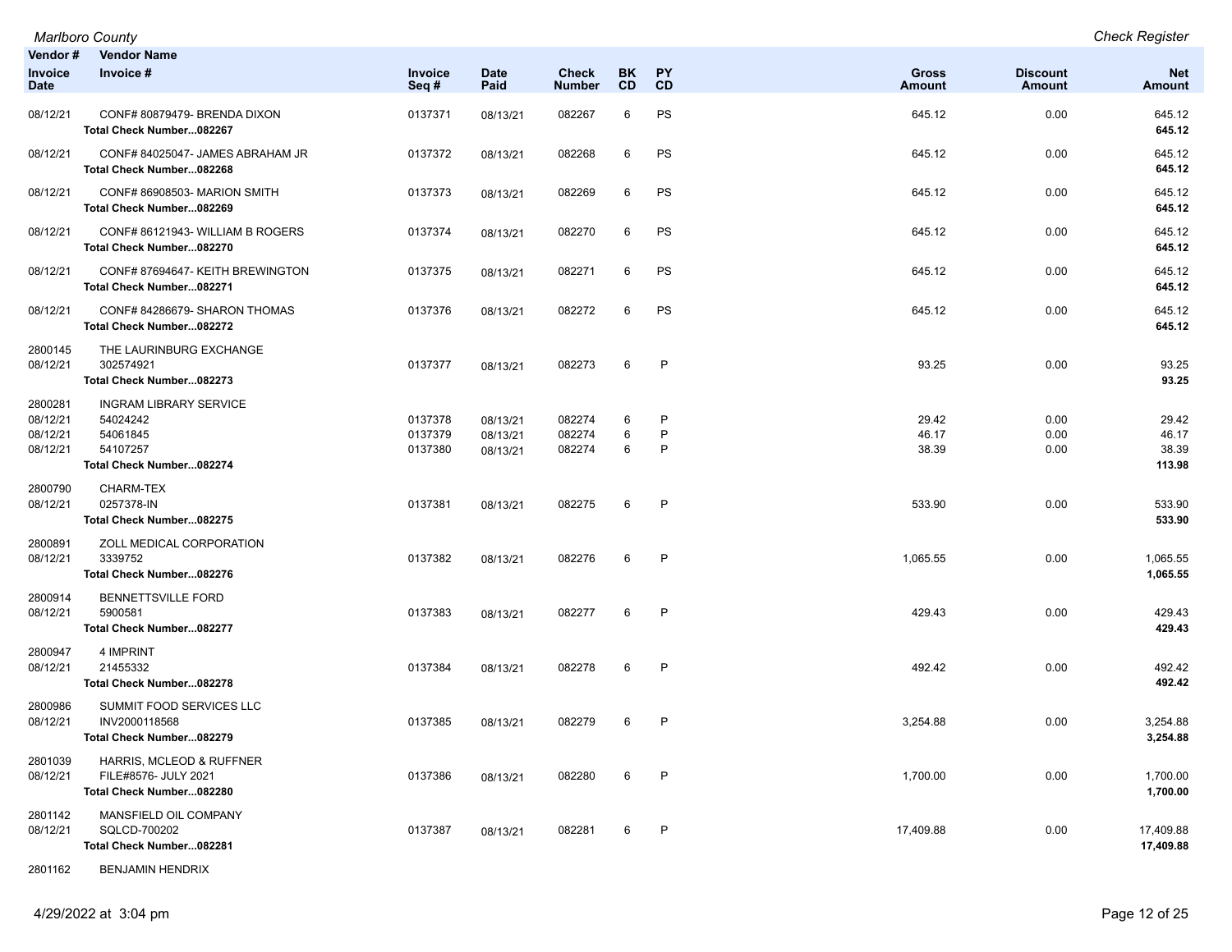Marlboro County

Check Register

| Vendor # / Invoice Date | Vendor Name / Invoice # | Invoice Seq # | Date Paid | Check Number | BK CD | PY CD | Gross Amount | Discount Amount | Net Amount |
|---|---|---|---|---|---|---|---|---|---|
| 08/12/21 | CONF# 80879479- BRENDA DIXON | 0137371 | 08/13/21 | 082267 | 6 | PS | 645.12 | 0.00 | 645.12 |
| | **Total Check Number...082267** | | | | | | | | **645.12** |
| 08/12/21 | CONF# 84025047- JAMES ABRAHAM JR | 0137372 | 08/13/21 | 082268 | 6 | PS | 645.12 | 0.00 | 645.12 |
| | **Total Check Number...082268** | | | | | | | | **645.12** |
| 08/12/21 | CONF# 86908503- MARION SMITH | 0137373 | 08/13/21 | 082269 | 6 | PS | 645.12 | 0.00 | 645.12 |
| | **Total Check Number...082269** | | | | | | | | **645.12** |
| 08/12/21 | CONF# 86121943- WILLIAM B ROGERS | 0137374 | 08/13/21 | 082270 | 6 | PS | 645.12 | 0.00 | 645.12 |
| | **Total Check Number...082270** | | | | | | | | **645.12** |
| 08/12/21 | CONF# 87694647- KEITH BREWINGTON | 0137375 | 08/13/21 | 082271 | 6 | PS | 645.12 | 0.00 | 645.12 |
| | **Total Check Number...082271** | | | | | | | | **645.12** |
| 08/12/21 | CONF# 84286679- SHARON THOMAS | 0137376 | 08/13/21 | 082272 | 6 | PS | 645.12 | 0.00 | 645.12 |
| | **Total Check Number...082272** | | | | | | | | **645.12** |
| 2800145 | THE LAURINBURG EXCHANGE | | | | | | | | |
| 08/12/21 | 302574921 | 0137377 | 08/13/21 | 082273 | 6 | P | 93.25 | 0.00 | 93.25 |
| | **Total Check Number...082273** | | | | | | | | **93.25** |
| 2800281 | INGRAM LIBRARY SERVICE | | | | | | | | |
| 08/12/21 | 54024242 | 0137378 | 08/13/21 | 082274 | 6 | P | 29.42 | 0.00 | 29.42 |
| 08/12/21 | 54061845 | 0137379 | 08/13/21 | 082274 | 6 | P | 46.17 | 0.00 | 46.17 |
| 08/12/21 | 54107257 | 0137380 | 08/13/21 | 082274 | 6 | P | 38.39 | 0.00 | 38.39 |
| | **Total Check Number...082274** | | | | | | | | **113.98** |
| 2800790 | CHARM-TEX | | | | | | | | |
| 08/12/21 | 0257378-IN | 0137381 | 08/13/21 | 082275 | 6 | P | 533.90 | 0.00 | 533.90 |
| | **Total Check Number...082275** | | | | | | | | **533.90** |
| 2800891 | ZOLL MEDICAL CORPORATION | | | | | | | | |
| 08/12/21 | 3339752 | 0137382 | 08/13/21 | 082276 | 6 | P | 1,065.55 | 0.00 | 1,065.55 |
| | **Total Check Number...082276** | | | | | | | | **1,065.55** |
| 2800914 | BENNETTSVILLE FORD | | | | | | | | |
| 08/12/21 | 5900581 | 0137383 | 08/13/21 | 082277 | 6 | P | 429.43 | 0.00 | 429.43 |
| | **Total Check Number...082277** | | | | | | | | **429.43** |
| 2800947 | 4 IMPRINT | | | | | | | | |
| 08/12/21 | 21455332 | 0137384 | 08/13/21 | 082278 | 6 | P | 492.42 | 0.00 | 492.42 |
| | **Total Check Number...082278** | | | | | | | | **492.42** |
| 2800986 | SUMMIT FOOD SERVICES LLC | | | | | | | | |
| 08/12/21 | INV2000118568 | 0137385 | 08/13/21 | 082279 | 6 | P | 3,254.88 | 0.00 | 3,254.88 |
| | **Total Check Number...082279** | | | | | | | | **3,254.88** |
| 2801039 | HARRIS, MCLEOD & RUFFNER | | | | | | | | |
| 08/12/21 | FILE#8576- JULY 2021 | 0137386 | 08/13/21 | 082280 | 6 | P | 1,700.00 | 0.00 | 1,700.00 |
| | **Total Check Number...082280** | | | | | | | | **1,700.00** |
| 2801142 | MANSFIELD OIL COMPANY | | | | | | | | |
| 08/12/21 | SQLCD-700202 | 0137387 | 08/13/21 | 082281 | 6 | P | 17,409.88 | 0.00 | 17,409.88 |
| | **Total Check Number...082281** | | | | | | | | **17,409.88** |
| 2801162 | BENJAMIN HENDRIX | | | | | | | | |

4/29/2022 at 3:04 pm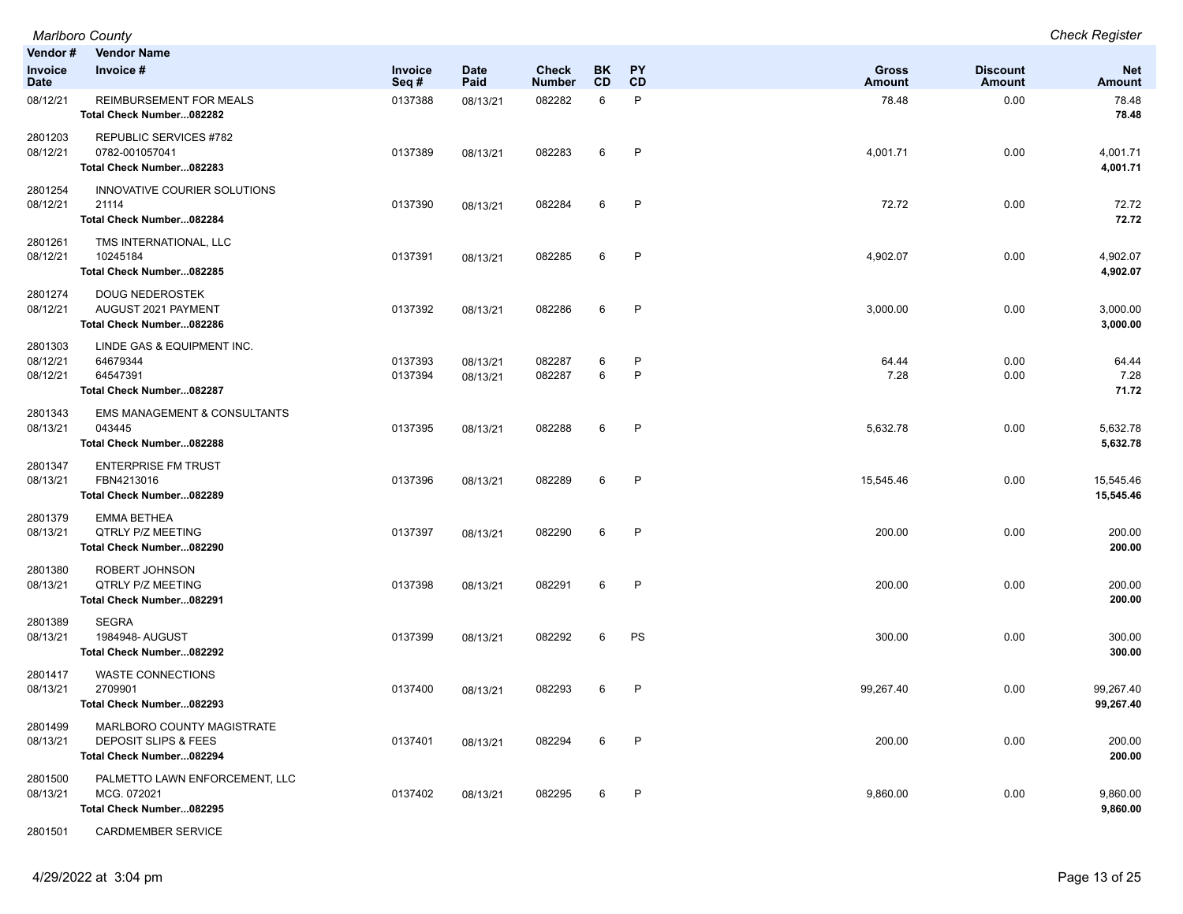*Marlboro County* *Check Register*

| Vendor # / Invoice Date | Vendor Name / Invoice # | Invoice Seq # | Date Paid | Check Number | BK CD | PY CD | Gross Amount | Discount Amount | Net Amount |
|---|---|---|---|---|---|---|---|---|---|
| 08/12/21 | REIMBURSEMENT FOR MEALS | 0137388 | 08/13/21 | 082282 | 6 | P | 78.48 | 0.00 | 78.48 |
| | **Total Check Number...082282** | | | | | | | | **78.48** |
| 2801203 | REPUBLIC SERVICES #782 | | | | | | | | |
| 08/12/21 | 0782-001057041 | 0137389 | 08/13/21 | 082283 | 6 | P | 4,001.71 | 0.00 | 4,001.71 |
| | **Total Check Number...082283** | | | | | | | | **4,001.71** |
| 2801254 | INNOVATIVE COURIER SOLUTIONS | | | | | | | | |
| 08/12/21 | 21114 | 0137390 | 08/13/21 | 082284 | 6 | P | 72.72 | 0.00 | 72.72 |
| | **Total Check Number...082284** | | | | | | | | **72.72** |
| 2801261 | TMS INTERNATIONAL, LLC | | | | | | | | |
| 08/12/21 | 10245184 | 0137391 | 08/13/21 | 082285 | 6 | P | 4,902.07 | 0.00 | 4,902.07 |
| | **Total Check Number...082285** | | | | | | | | **4,902.07** |
| 2801274 | DOUG NEDEROSTEK | | | | | | | | |
| 08/12/21 | AUGUST 2021 PAYMENT | 0137392 | 08/13/21 | 082286 | 6 | P | 3,000.00 | 0.00 | 3,000.00 |
| | **Total Check Number...082286** | | | | | | | | **3,000.00** |
| 2801303 | LINDE GAS & EQUIPMENT INC. | | | | | | | | |
| 08/12/21 | 64679344 | 0137393 | 08/13/21 | 082287 | 6 | P | 64.44 | 0.00 | 64.44 |
| 08/12/21 | 64547391 | 0137394 | 08/13/21 | 082287 | 6 | P | 7.28 | 0.00 | 7.28 |
| | **Total Check Number...082287** | | | | | | | | **71.72** |
| 2801343 | EMS MANAGEMENT & CONSULTANTS | | | | | | | | |
| 08/13/21 | 043445 | 0137395 | 08/13/21 | 082288 | 6 | P | 5,632.78 | 0.00 | 5,632.78 |
| | **Total Check Number...082288** | | | | | | | | **5,632.78** |
| 2801347 | ENTERPRISE FM TRUST | | | | | | | | |
| 08/13/21 | FBN4213016 | 0137396 | 08/13/21 | 082289 | 6 | P | 15,545.46 | 0.00 | 15,545.46 |
| | **Total Check Number...082289** | | | | | | | | **15,545.46** |
| 2801379 | EMMA BETHEA | | | | | | | | |
| 08/13/21 | QTRLY P/Z MEETING | 0137397 | 08/13/21 | 082290 | 6 | P | 200.00 | 0.00 | 200.00 |
| | **Total Check Number...082290** | | | | | | | | **200.00** |
| 2801380 | ROBERT JOHNSON | | | | | | | | |
| 08/13/21 | QTRLY P/Z MEETING | 0137398 | 08/13/21 | 082291 | 6 | P | 200.00 | 0.00 | 200.00 |
| | **Total Check Number...082291** | | | | | | | | **200.00** |
| 2801389 | SEGRA | | | | | | | | |
| 08/13/21 | 1984948- AUGUST | 0137399 | 08/13/21 | 082292 | 6 | PS | 300.00 | 0.00 | 300.00 |
| | **Total Check Number...082292** | | | | | | | | **300.00** |
| 2801417 | WASTE CONNECTIONS | | | | | | | | |
| 08/13/21 | 2709901 | 0137400 | 08/13/21 | 082293 | 6 | P | 99,267.40 | 0.00 | 99,267.40 |
| | **Total Check Number...082293** | | | | | | | | **99,267.40** |
| 2801499 | MARLBORO COUNTY MAGISTRATE | | | | | | | | |
| 08/13/21 | DEPOSIT SLIPS & FEES | 0137401 | 08/13/21 | 082294 | 6 | P | 200.00 | 0.00 | 200.00 |
| | **Total Check Number...082294** | | | | | | | | **200.00** |
| 2801500 | PALMETTO LAWN ENFORCEMENT, LLC | | | | | | | | |
| 08/13/21 | MCG. 072021 | 0137402 | 08/13/21 | 082295 | 6 | P | 9,860.00 | 0.00 | 9,860.00 |
| | **Total Check Number...082295** | | | | | | | | **9,860.00** |
| 2801501 | CARDMEMBER SERVICE | | | | | | | | |

4/29/2022 at 3:04 pm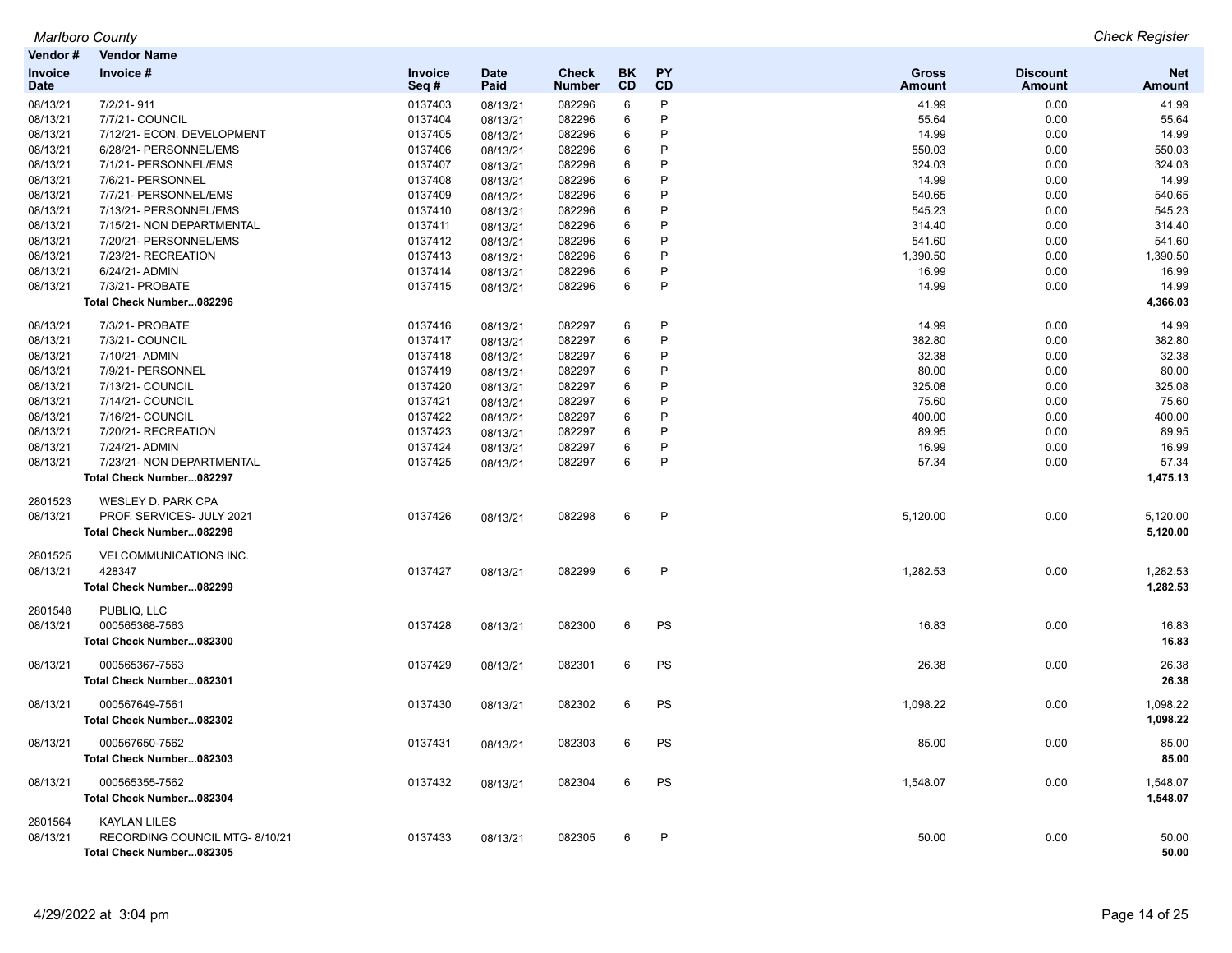*Marlboro County* *Check Register*

| Vendor # / Invoice Date | Vendor Name / Invoice # | Invoice Seq # | Date Paid | Check Number | BK CD | PY CD | Gross Amount | Discount Amount | Net Amount |
|---|---|---|---|---|---|---|---|---|---|
| 08/13/21 | 7/2/21- 911 | 0137403 | 08/13/21 | 082296 | 6 | P | 41.99 | 0.00 | 41.99 |
| 08/13/21 | 7/7/21- COUNCIL | 0137404 | 08/13/21 | 082296 | 6 | P | 55.64 | 0.00 | 55.64 |
| 08/13/21 | 7/12/21- ECON. DEVELOPMENT | 0137405 | 08/13/21 | 082296 | 6 | P | 14.99 | 0.00 | 14.99 |
| 08/13/21 | 6/28/21- PERSONNEL/EMS | 0137406 | 08/13/21 | 082296 | 6 | P | 550.03 | 0.00 | 550.03 |
| 08/13/21 | 7/1/21- PERSONNEL/EMS | 0137407 | 08/13/21 | 082296 | 6 | P | 324.03 | 0.00 | 324.03 |
| 08/13/21 | 7/6/21- PERSONNEL | 0137408 | 08/13/21 | 082296 | 6 | P | 14.99 | 0.00 | 14.99 |
| 08/13/21 | 7/7/21- PERSONNEL/EMS | 0137409 | 08/13/21 | 082296 | 6 | P | 540.65 | 0.00 | 540.65 |
| 08/13/21 | 7/13/21- PERSONNEL/EMS | 0137410 | 08/13/21 | 082296 | 6 | P | 545.23 | 0.00 | 545.23 |
| 08/13/21 | 7/15/21- NON DEPARTMENTAL | 0137411 | 08/13/21 | 082296 | 6 | P | 314.40 | 0.00 | 314.40 |
| 08/13/21 | 7/20/21- PERSONNEL/EMS | 0137412 | 08/13/21 | 082296 | 6 | P | 541.60 | 0.00 | 541.60 |
| 08/13/21 | 7/23/21- RECREATION | 0137413 | 08/13/21 | 082296 | 6 | P | 1,390.50 | 0.00 | 1,390.50 |
| 08/13/21 | 6/24/21- ADMIN | 0137414 | 08/13/21 | 082296 | 6 | P | 16.99 | 0.00 | 16.99 |
| 08/13/21 | 7/3/21- PROBATE | 0137415 | 08/13/21 | 082296 | 6 | P | 14.99 | 0.00 | 14.99 |
| | **Total Check Number...082296** | | | | | | | | **4,366.03** |
| 08/13/21 | 7/3/21- PROBATE | 0137416 | 08/13/21 | 082297 | 6 | P | 14.99 | 0.00 | 14.99 |
| 08/13/21 | 7/3/21- COUNCIL | 0137417 | 08/13/21 | 082297 | 6 | P | 382.80 | 0.00 | 382.80 |
| 08/13/21 | 7/10/21- ADMIN | 0137418 | 08/13/21 | 082297 | 6 | P | 32.38 | 0.00 | 32.38 |
| 08/13/21 | 7/9/21- PERSONNEL | 0137419 | 08/13/21 | 082297 | 6 | P | 80.00 | 0.00 | 80.00 |
| 08/13/21 | 7/13/21- COUNCIL | 0137420 | 08/13/21 | 082297 | 6 | P | 325.08 | 0.00 | 325.08 |
| 08/13/21 | 7/14/21- COUNCIL | 0137421 | 08/13/21 | 082297 | 6 | P | 75.60 | 0.00 | 75.60 |
| 08/13/21 | 7/16/21- COUNCIL | 0137422 | 08/13/21 | 082297 | 6 | P | 400.00 | 0.00 | 400.00 |
| 08/13/21 | 7/20/21- RECREATION | 0137423 | 08/13/21 | 082297 | 6 | P | 89.95 | 0.00 | 89.95 |
| 08/13/21 | 7/24/21- ADMIN | 0137424 | 08/13/21 | 082297 | 6 | P | 16.99 | 0.00 | 16.99 |
| 08/13/21 | 7/23/21- NON DEPARTMENTAL | 0137425 | 08/13/21 | 082297 | 6 | P | 57.34 | 0.00 | 57.34 |
| | **Total Check Number...082297** | | | | | | | | **1,475.13** |
| 2801523 | WESLEY D. PARK CPA | | | | | | | | |
| 08/13/21 | PROF. SERVICES- JULY 2021 | 0137426 | 08/13/21 | 082298 | 6 | P | 5,120.00 | 0.00 | 5,120.00 |
| | **Total Check Number...082298** | | | | | | | | **5,120.00** |
| 2801525 | VEI COMMUNICATIONS INC. | | | | | | | | |
| 08/13/21 | 428347 | 0137427 | 08/13/21 | 082299 | 6 | P | 1,282.53 | 0.00 | 1,282.53 |
| | **Total Check Number...082299** | | | | | | | | **1,282.53** |
| 2801548 | PUBLIQ, LLC | | | | | | | | |
| 08/13/21 | 000565368-7563 | 0137428 | 08/13/21 | 082300 | 6 | PS | 16.83 | 0.00 | 16.83 |
| | **Total Check Number...082300** | | | | | | | | **16.83** |
| 08/13/21 | 000565367-7563 | 0137429 | 08/13/21 | 082301 | 6 | PS | 26.38 | 0.00 | 26.38 |
| | **Total Check Number...082301** | | | | | | | | **26.38** |
| 08/13/21 | 000567649-7561 | 0137430 | 08/13/21 | 082302 | 6 | PS | 1,098.22 | 0.00 | 1,098.22 |
| | **Total Check Number...082302** | | | | | | | | **1,098.22** |
| 08/13/21 | 000567650-7562 | 0137431 | 08/13/21 | 082303 | 6 | PS | 85.00 | 0.00 | 85.00 |
| | **Total Check Number...082303** | | | | | | | | **85.00** |
| 08/13/21 | 000565355-7562 | 0137432 | 08/13/21 | 082304 | 6 | PS | 1,548.07 | 0.00 | 1,548.07 |
| | **Total Check Number...082304** | | | | | | | | **1,548.07** |
| 2801564 | KAYLAN LILES | | | | | | | | |
| 08/13/21 | RECORDING COUNCIL MTG- 8/10/21 | 0137433 | 08/13/21 | 082305 | 6 | P | 50.00 | 0.00 | 50.00 |
| | **Total Check Number...082305** | | | | | | | | **50.00** |

4/29/2022 at 3:04 pm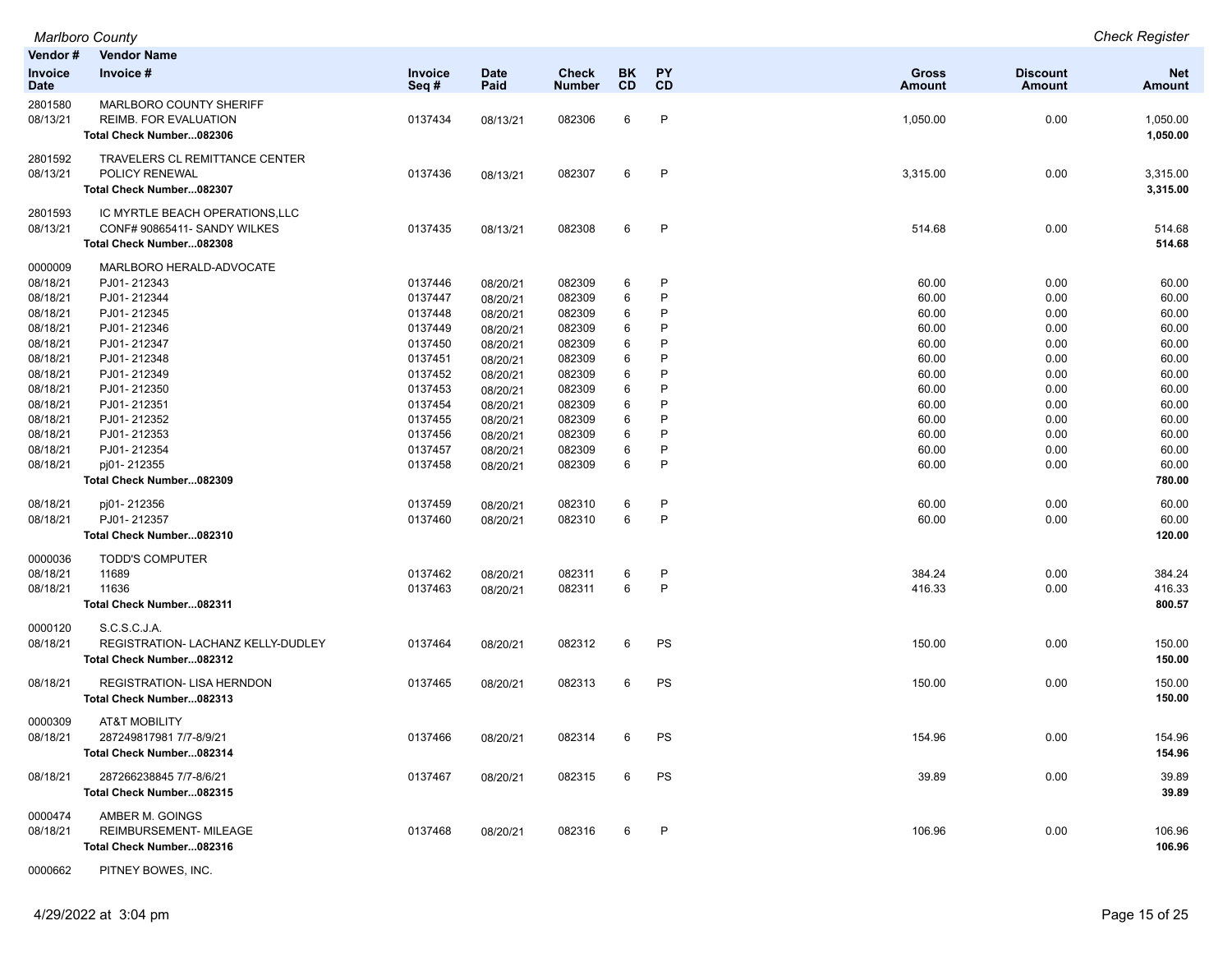*Marlboro County* — *Check Register*

| Vendor # / Invoice Date | Vendor Name / Invoice # | Invoice Seq # | Date Paid | Check Number | BK CD | PY CD | Gross Amount | Discount Amount | Net Amount |
|---|---|---|---|---|---|---|---|---|---|
| 2801580 | MARLBORO COUNTY SHERIFF | | | | | | | | |
| 08/13/21 | REIMB. FOR EVALUATION | 0137434 | 08/13/21 | 082306 | 6 | P | 1,050.00 | 0.00 | 1,050.00 |
| | **Total Check Number...082306** | | | | | | | | **1,050.00** |
| 2801592 | TRAVELERS CL REMITTANCE CENTER | | | | | | | | |
| 08/13/21 | POLICY RENEWAL | 0137436 | 08/13/21 | 082307 | 6 | P | 3,315.00 | 0.00 | 3,315.00 |
| | **Total Check Number...082307** | | | | | | | | **3,315.00** |
| 2801593 | IC MYRTLE BEACH OPERATIONS,LLC | | | | | | | | |
| 08/13/21 | CONF# 90865411- SANDY WILKES | 0137435 | 08/13/21 | 082308 | 6 | P | 514.68 | 0.00 | 514.68 |
| | **Total Check Number...082308** | | | | | | | | **514.68** |
| 0000009 | MARLBORO HERALD-ADVOCATE | | | | | | | | |
| 08/18/21 | PJ01- 212343 | 0137446 | 08/20/21 | 082309 | 6 | P | 60.00 | 0.00 | 60.00 |
| 08/18/21 | PJ01- 212344 | 0137447 | 08/20/21 | 082309 | 6 | P | 60.00 | 0.00 | 60.00 |
| 08/18/21 | PJ01- 212345 | 0137448 | 08/20/21 | 082309 | 6 | P | 60.00 | 0.00 | 60.00 |
| 08/18/21 | PJ01- 212346 | 0137449 | 08/20/21 | 082309 | 6 | P | 60.00 | 0.00 | 60.00 |
| 08/18/21 | PJ01- 212347 | 0137450 | 08/20/21 | 082309 | 6 | P | 60.00 | 0.00 | 60.00 |
| 08/18/21 | PJ01- 212348 | 0137451 | 08/20/21 | 082309 | 6 | P | 60.00 | 0.00 | 60.00 |
| 08/18/21 | PJ01- 212349 | 0137452 | 08/20/21 | 082309 | 6 | P | 60.00 | 0.00 | 60.00 |
| 08/18/21 | PJ01- 212350 | 0137453 | 08/20/21 | 082309 | 6 | P | 60.00 | 0.00 | 60.00 |
| 08/18/21 | PJ01- 212351 | 0137454 | 08/20/21 | 082309 | 6 | P | 60.00 | 0.00 | 60.00 |
| 08/18/21 | PJ01- 212352 | 0137455 | 08/20/21 | 082309 | 6 | P | 60.00 | 0.00 | 60.00 |
| 08/18/21 | PJ01- 212353 | 0137456 | 08/20/21 | 082309 | 6 | P | 60.00 | 0.00 | 60.00 |
| 08/18/21 | PJ01- 212354 | 0137457 | 08/20/21 | 082309 | 6 | P | 60.00 | 0.00 | 60.00 |
| 08/18/21 | pj01- 212355 | 0137458 | 08/20/21 | 082309 | 6 | P | 60.00 | 0.00 | 60.00 |
| | **Total Check Number...082309** | | | | | | | | **780.00** |
| 08/18/21 | pj01- 212356 | 0137459 | 08/20/21 | 082310 | 6 | P | 60.00 | 0.00 | 60.00 |
| 08/18/21 | PJ01- 212357 | 0137460 | 08/20/21 | 082310 | 6 | P | 60.00 | 0.00 | 60.00 |
| | **Total Check Number...082310** | | | | | | | | **120.00** |
| 0000036 | TODD'S COMPUTER | | | | | | | | |
| 08/18/21 | 11689 | 0137462 | 08/20/21 | 082311 | 6 | P | 384.24 | 0.00 | 384.24 |
| 08/18/21 | 11636 | 0137463 | 08/20/21 | 082311 | 6 | P | 416.33 | 0.00 | 416.33 |
| | **Total Check Number...082311** | | | | | | | | **800.57** |
| 0000120 | S.C.S.C.J.A. | | | | | | | | |
| 08/18/21 | REGISTRATION- LACHANZ KELLY-DUDLEY | 0137464 | 08/20/21 | 082312 | 6 | PS | 150.00 | 0.00 | 150.00 |
| | **Total Check Number...082312** | | | | | | | | **150.00** |
| 08/18/21 | REGISTRATION- LISA HERNDON | 0137465 | 08/20/21 | 082313 | 6 | PS | 150.00 | 0.00 | 150.00 |
| | **Total Check Number...082313** | | | | | | | | **150.00** |
| 0000309 | AT&T MOBILITY | | | | | | | | |
| 08/18/21 | 287249817981 7/7-8/9/21 | 0137466 | 08/20/21 | 082314 | 6 | PS | 154.96 | 0.00 | 154.96 |
| | **Total Check Number...082314** | | | | | | | | **154.96** |
| 08/18/21 | 287266238845 7/7-8/6/21 | 0137467 | 08/20/21 | 082315 | 6 | PS | 39.89 | 0.00 | 39.89 |
| | **Total Check Number...082315** | | | | | | | | **39.89** |
| 0000474 | AMBER M. GOINGS | | | | | | | | |
| 08/18/21 | REIMBURSEMENT- MILEAGE | 0137468 | 08/20/21 | 082316 | 6 | P | 106.96 | 0.00 | 106.96 |
| | **Total Check Number...082316** | | | | | | | | **106.96** |
| 0000662 | PITNEY BOWES, INC. | | | | | | | | |

4/29/2022 at 3:04 pm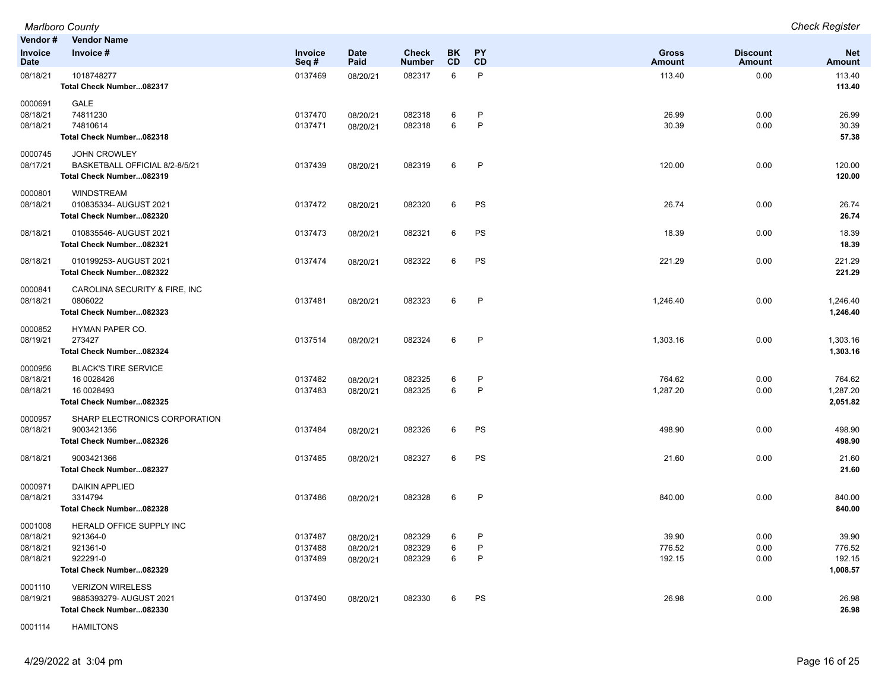*Marlboro County* — *Check Register*

| Vendor # / Invoice Date | Vendor Name / Invoice # | Invoice Seq # | Date Paid | Check Number | BK CD | PY CD | Gross Amount | Discount Amount | Net Amount |
|---|---|---|---|---|---|---|---|---|---|
| 08/18/21 | 1018748277 | 0137469 | 08/20/21 | 082317 | 6 | P | 113.40 | 0.00 | 113.40 |
| | **Total Check Number...082317** | | | | | | | | **113.40** |
| 0000691 | GALE | | | | | | | | |
| 08/18/21 | 74811230 | 0137470 | 08/20/21 | 082318 | 6 | P | 26.99 | 0.00 | 26.99 |
| 08/18/21 | 74810614 | 0137471 | 08/20/21 | 082318 | 6 | P | 30.39 | 0.00 | 30.39 |
| | **Total Check Number...082318** | | | | | | | | **57.38** |
| 0000745 | JOHN CROWLEY | | | | | | | | |
| 08/17/21 | BASKETBALL OFFICIAL 8/2-8/5/21 | 0137439 | 08/20/21 | 082319 | 6 | P | 120.00 | 0.00 | 120.00 |
| | **Total Check Number...082319** | | | | | | | | **120.00** |
| 0000801 | WINDSTREAM | | | | | | | | |
| 08/18/21 | 010835334- AUGUST 2021 | 0137472 | 08/20/21 | 082320 | 6 | PS | 26.74 | 0.00 | 26.74 |
| | **Total Check Number...082320** | | | | | | | | **26.74** |
| 08/18/21 | 010835546- AUGUST 2021 | 0137473 | 08/20/21 | 082321 | 6 | PS | 18.39 | 0.00 | 18.39 |
| | **Total Check Number...082321** | | | | | | | | **18.39** |
| 08/18/21 | 010199253- AUGUST 2021 | 0137474 | 08/20/21 | 082322 | 6 | PS | 221.29 | 0.00 | 221.29 |
| | **Total Check Number...082322** | | | | | | | | **221.29** |
| 0000841 | CAROLINA SECURITY & FIRE, INC | | | | | | | | |
| 08/18/21 | 0806022 | 0137481 | 08/20/21 | 082323 | 6 | P | 1,246.40 | 0.00 | 1,246.40 |
| | **Total Check Number...082323** | | | | | | | | **1,246.40** |
| 0000852 | HYMAN PAPER CO. | | | | | | | | |
| 08/19/21 | 273427 | 0137514 | 08/20/21 | 082324 | 6 | P | 1,303.16 | 0.00 | 1,303.16 |
| | **Total Check Number...082324** | | | | | | | | **1,303.16** |
| 0000956 | BLACK'S TIRE SERVICE | | | | | | | | |
| 08/18/21 | 16 0028426 | 0137482 | 08/20/21 | 082325 | 6 | P | 764.62 | 0.00 | 764.62 |
| 08/18/21 | 16 0028493 | 0137483 | 08/20/21 | 082325 | 6 | P | 1,287.20 | 0.00 | 1,287.20 |
| | **Total Check Number...082325** | | | | | | | | **2,051.82** |
| 0000957 | SHARP ELECTRONICS CORPORATION | | | | | | | | |
| 08/18/21 | 9003421356 | 0137484 | 08/20/21 | 082326 | 6 | PS | 498.90 | 0.00 | 498.90 |
| | **Total Check Number...082326** | | | | | | | | **498.90** |
| 08/18/21 | 9003421366 | 0137485 | 08/20/21 | 082327 | 6 | PS | 21.60 | 0.00 | 21.60 |
| | **Total Check Number...082327** | | | | | | | | **21.60** |
| 0000971 | DAIKIN APPLIED | | | | | | | | |
| 08/18/21 | 3314794 | 0137486 | 08/20/21 | 082328 | 6 | P | 840.00 | 0.00 | 840.00 |
| | **Total Check Number...082328** | | | | | | | | **840.00** |
| 0001008 | HERALD OFFICE SUPPLY INC | | | | | | | | |
| 08/18/21 | 921364-0 | 0137487 | 08/20/21 | 082329 | 6 | P | 39.90 | 0.00 | 39.90 |
| 08/18/21 | 921361-0 | 0137488 | 08/20/21 | 082329 | 6 | P | 776.52 | 0.00 | 776.52 |
| 08/18/21 | 922291-0 | 0137489 | 08/20/21 | 082329 | 6 | P | 192.15 | 0.00 | 192.15 |
| | **Total Check Number...082329** | | | | | | | | **1,008.57** |
| 0001110 | VERIZON WIRELESS | | | | | | | | |
| 08/19/21 | 9885393279- AUGUST 2021 | 0137490 | 08/20/21 | 082330 | 6 | PS | 26.98 | 0.00 | 26.98 |
| | **Total Check Number...082330** | | | | | | | | **26.98** |
| 0001114 | HAMILTONS | | | | | | | | |

4/29/2022 at 3:04 pm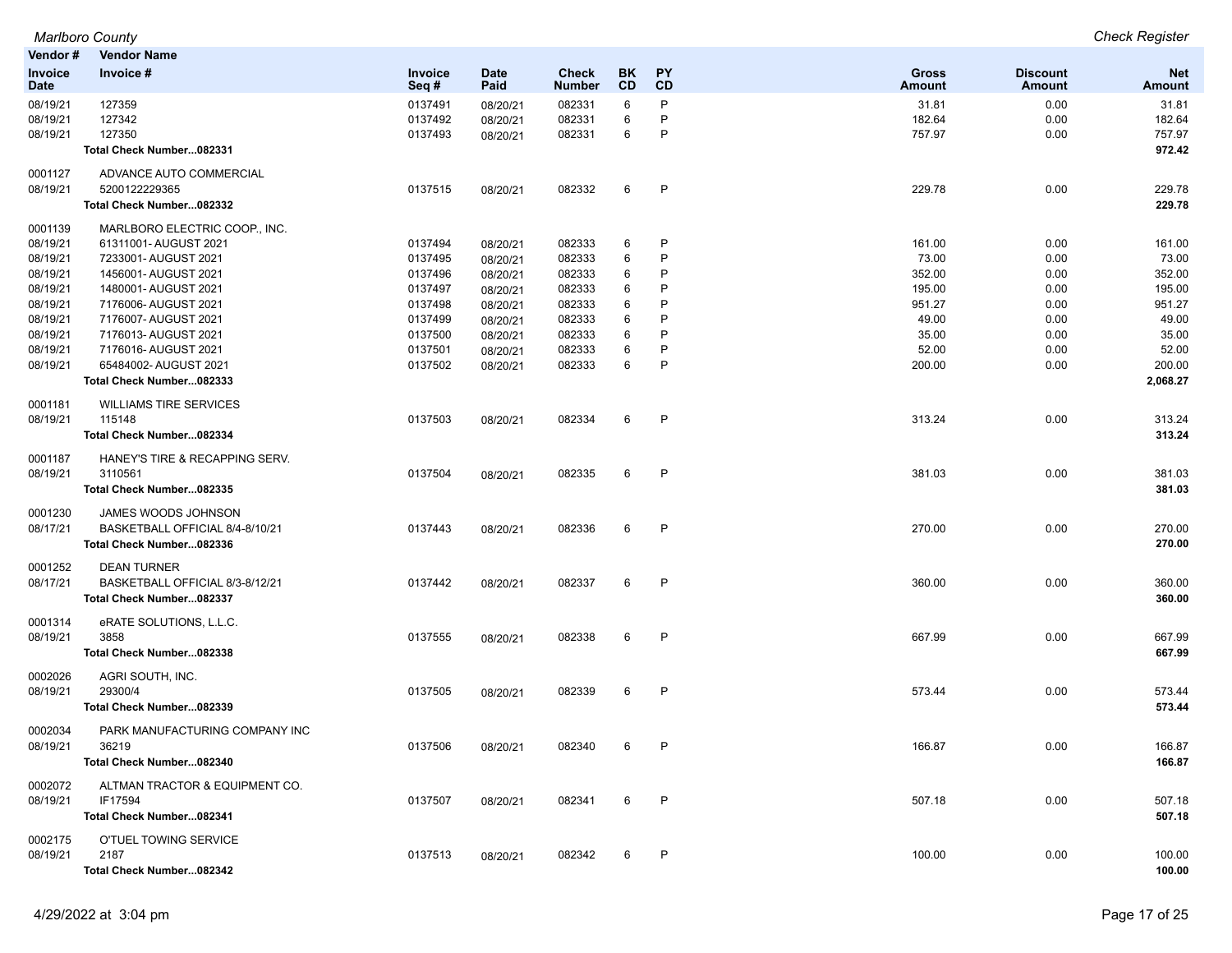| Vendor # | Vendor Name | | | | | | | | |
|---|---|---|---|---|---|---|---|---|---|
| Invoice Date | Invoice # | Invoice Seq # | Date Paid | Check Number | BK CD | PY CD | Gross Amount | Discount Amount | Net Amount |
| 08/19/21 | 127359 | 0137491 | 08/20/21 | 082331 | 6 | P | 31.81 | 0.00 | 31.81 |
| 08/19/21 | 127342 | 0137492 | 08/20/21 | 082331 | 6 | P | 182.64 | 0.00 | 182.64 |
| 08/19/21 | 127350 | 0137493 | 08/20/21 | 082331 | 6 | P | 757.97 | 0.00 | 757.97 |
| | **Total Check Number...082331** | | | | | | | | **972.42** |
| 0001127 | ADVANCE AUTO COMMERCIAL | | | | | | | | |
| 08/19/21 | 5200122229365 | 0137515 | 08/20/21 | 082332 | 6 | P | 229.78 | 0.00 | 229.78 |
| | **Total Check Number...082332** | | | | | | | | **229.78** |
| 0001139 | MARLBORO ELECTRIC COOP., INC. | | | | | | | | |
| 08/19/21 | 61311001- AUGUST 2021 | 0137494 | 08/20/21 | 082333 | 6 | P | 161.00 | 0.00 | 161.00 |
| 08/19/21 | 7233001- AUGUST 2021 | 0137495 | 08/20/21 | 082333 | 6 | P | 73.00 | 0.00 | 73.00 |
| 08/19/21 | 1456001- AUGUST 2021 | 0137496 | 08/20/21 | 082333 | 6 | P | 352.00 | 0.00 | 352.00 |
| 08/19/21 | 1480001- AUGUST 2021 | 0137497 | 08/20/21 | 082333 | 6 | P | 195.00 | 0.00 | 195.00 |
| 08/19/21 | 7176006- AUGUST 2021 | 0137498 | 08/20/21 | 082333 | 6 | P | 951.27 | 0.00 | 951.27 |
| 08/19/21 | 7176007- AUGUST 2021 | 0137499 | 08/20/21 | 082333 | 6 | P | 49.00 | 0.00 | 49.00 |
| 08/19/21 | 7176013- AUGUST 2021 | 0137500 | 08/20/21 | 082333 | 6 | P | 35.00 | 0.00 | 35.00 |
| 08/19/21 | 7176016- AUGUST 2021 | 0137501 | 08/20/21 | 082333 | 6 | P | 52.00 | 0.00 | 52.00 |
| 08/19/21 | 65484002- AUGUST 2021 | 0137502 | 08/20/21 | 082333 | 6 | P | 200.00 | 0.00 | 200.00 |
| | **Total Check Number...082333** | | | | | | | | **2,068.27** |
| 0001181 | WILLIAMS TIRE SERVICES | | | | | | | | |
| 08/19/21 | 115148 | 0137503 | 08/20/21 | 082334 | 6 | P | 313.24 | 0.00 | 313.24 |
| | **Total Check Number...082334** | | | | | | | | **313.24** |
| 0001187 | HANEY'S TIRE & RECAPPING SERV. | | | | | | | | |
| 08/19/21 | 3110561 | 0137504 | 08/20/21 | 082335 | 6 | P | 381.03 | 0.00 | 381.03 |
| | **Total Check Number...082335** | | | | | | | | **381.03** |
| 0001230 | JAMES WOODS JOHNSON | | | | | | | | |
| 08/17/21 | BASKETBALL OFFICIAL 8/4-8/10/21 | 0137443 | 08/20/21 | 082336 | 6 | P | 270.00 | 0.00 | 270.00 |
| | **Total Check Number...082336** | | | | | | | | **270.00** |
| 0001252 | DEAN TURNER | | | | | | | | |
| 08/17/21 | BASKETBALL OFFICIAL 8/3-8/12/21 | 0137442 | 08/20/21 | 082337 | 6 | P | 360.00 | 0.00 | 360.00 |
| | **Total Check Number...082337** | | | | | | | | **360.00** |
| 0001314 | eRATE SOLUTIONS, L.L.C. | | | | | | | | |
| 08/19/21 | 3858 | 0137555 | 08/20/21 | 082338 | 6 | P | 667.99 | 0.00 | 667.99 |
| | **Total Check Number...082338** | | | | | | | | **667.99** |
| 0002026 | AGRI SOUTH, INC. | | | | | | | | |
| 08/19/21 | 29300/4 | 0137505 | 08/20/21 | 082339 | 6 | P | 573.44 | 0.00 | 573.44 |
| | **Total Check Number...082339** | | | | | | | | **573.44** |
| 0002034 | PARK MANUFACTURING COMPANY INC | | | | | | | | |
| 08/19/21 | 36219 | 0137506 | 08/20/21 | 082340 | 6 | P | 166.87 | 0.00 | 166.87 |
| | **Total Check Number...082340** | | | | | | | | **166.87** |
| 0002072 | ALTMAN TRACTOR & EQUIPMENT CO. | | | | | | | | |
| 08/19/21 | IF17594 | 0137507 | 08/20/21 | 082341 | 6 | P | 507.18 | 0.00 | 507.18 |
| | **Total Check Number...082341** | | | | | | | | **507.18** |
| 0002175 | O'TUEL TOWING SERVICE | | | | | | | | |
| 08/19/21 | 2187 | 0137513 | 08/20/21 | 082342 | 6 | P | 100.00 | 0.00 | 100.00 |
| | **Total Check Number...082342** | | | | | | | | **100.00** |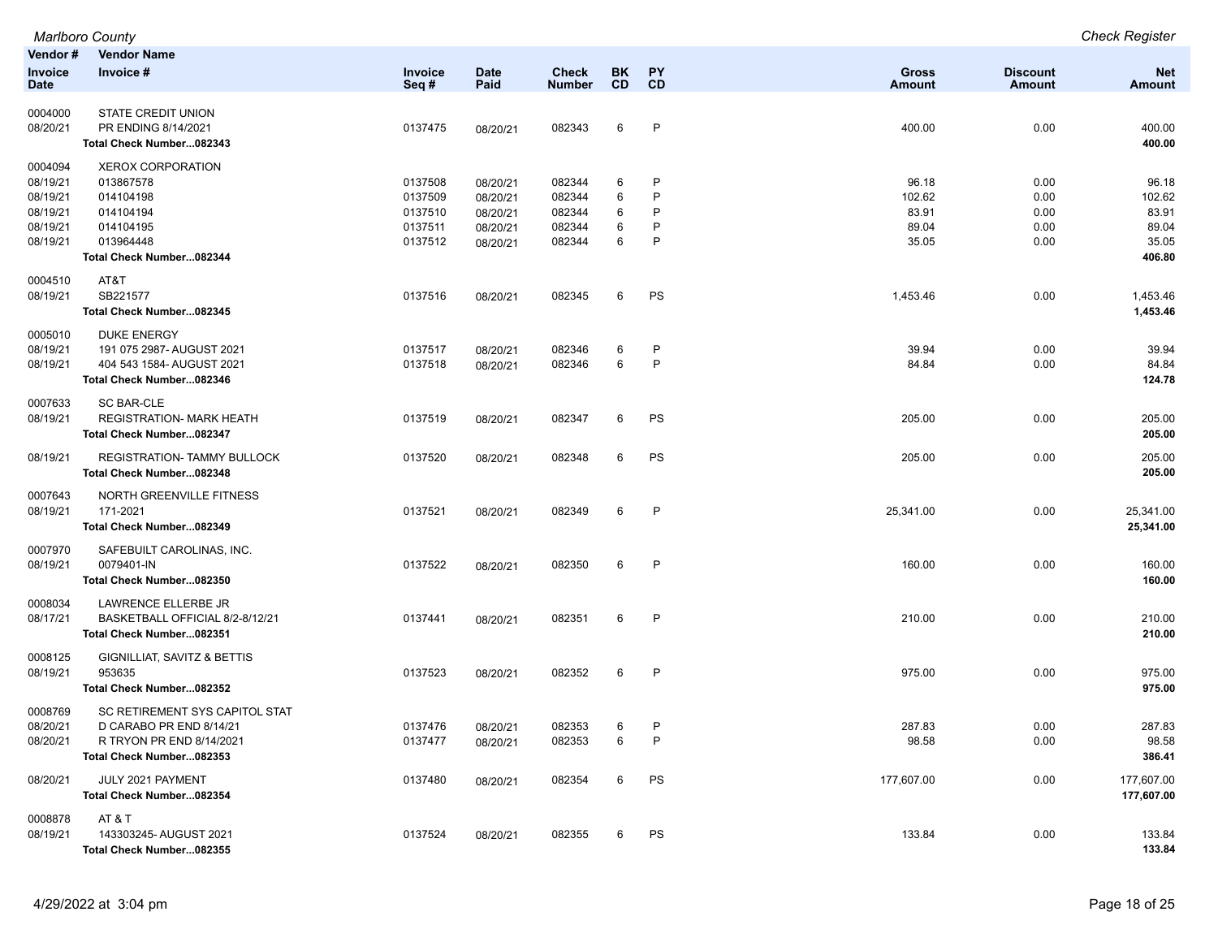| Vendor # | Vendor Name | | | | | | | | |
|---|---|---|---|---|---|---|---|---|---|
| Invoice Date | Invoice # | Invoice Seq # | Date Paid | Check Number | BK CD | PY CD | Gross Amount | Discount Amount | Net Amount |
| 0004000 | STATE CREDIT UNION | | | | | | | | |
| 08/20/21 | PR ENDING 8/14/2021 | 0137475 | 08/20/21 | 082343 | 6 | P | 400.00 | 0.00 | 400.00 |
| | **Total Check Number...082343** | | | | | | | | **400.00** |
| 0004094 | XEROX CORPORATION | | | | | | | | |
| 08/19/21 | 013867578 | 0137508 | 08/20/21 | 082344 | 6 | P | 96.18 | 0.00 | 96.18 |
| 08/19/21 | 014104198 | 0137509 | 08/20/21 | 082344 | 6 | P | 102.62 | 0.00 | 102.62 |
| 08/19/21 | 014104194 | 0137510 | 08/20/21 | 082344 | 6 | P | 83.91 | 0.00 | 83.91 |
| 08/19/21 | 014104195 | 0137511 | 08/20/21 | 082344 | 6 | P | 89.04 | 0.00 | 89.04 |
| 08/19/21 | 013964448 | 0137512 | 08/20/21 | 082344 | 6 | P | 35.05 | 0.00 | 35.05 |
| | **Total Check Number...082344** | | | | | | | | **406.80** |
| 0004510 | AT&T | | | | | | | | |
| 08/19/21 | SB221577 | 0137516 | 08/20/21 | 082345 | 6 | PS | 1,453.46 | 0.00 | 1,453.46 |
| | **Total Check Number...082345** | | | | | | | | **1,453.46** |
| 0005010 | DUKE ENERGY | | | | | | | | |
| 08/19/21 | 191 075 2987- AUGUST 2021 | 0137517 | 08/20/21 | 082346 | 6 | P | 39.94 | 0.00 | 39.94 |
| 08/19/21 | 404 543 1584- AUGUST 2021 | 0137518 | 08/20/21 | 082346 | 6 | P | 84.84 | 0.00 | 84.84 |
| | **Total Check Number...082346** | | | | | | | | **124.78** |
| 0007633 | SC BAR-CLE | | | | | | | | |
| 08/19/21 | REGISTRATION- MARK HEATH | 0137519 | 08/20/21 | 082347 | 6 | PS | 205.00 | 0.00 | 205.00 |
| | **Total Check Number...082347** | | | | | | | | **205.00** |
| 08/19/21 | REGISTRATION- TAMMY BULLOCK | 0137520 | 08/20/21 | 082348 | 6 | PS | 205.00 | 0.00 | 205.00 |
| | **Total Check Number...082348** | | | | | | | | **205.00** |
| 0007643 | NORTH GREENVILLE FITNESS | | | | | | | | |
| 08/19/21 | 171-2021 | 0137521 | 08/20/21 | 082349 | 6 | P | 25,341.00 | 0.00 | 25,341.00 |
| | **Total Check Number...082349** | | | | | | | | **25,341.00** |
| 0007970 | SAFEBUILT CAROLINAS, INC. | | | | | | | | |
| 08/19/21 | 0079401-IN | 0137522 | 08/20/21 | 082350 | 6 | P | 160.00 | 0.00 | 160.00 |
| | **Total Check Number...082350** | | | | | | | | **160.00** |
| 0008034 | LAWRENCE ELLERBE JR | | | | | | | | |
| 08/17/21 | BASKETBALL OFFICIAL 8/2-8/12/21 | 0137441 | 08/20/21 | 082351 | 6 | P | 210.00 | 0.00 | 210.00 |
| | **Total Check Number...082351** | | | | | | | | **210.00** |
| 0008125 | GIGNILLIAT, SAVITZ & BETTIS | | | | | | | | |
| 08/19/21 | 953635 | 0137523 | 08/20/21 | 082352 | 6 | P | 975.00 | 0.00 | 975.00 |
| | **Total Check Number...082352** | | | | | | | | **975.00** |
| 0008769 | SC RETIREMENT SYS CAPITOL STAT | | | | | | | | |
| 08/20/21 | D CARABO PR END 8/14/21 | 0137476 | 08/20/21 | 082353 | 6 | P | 287.83 | 0.00 | 287.83 |
| 08/20/21 | R TRYON PR END 8/14/2021 | 0137477 | 08/20/21 | 082353 | 6 | P | 98.58 | 0.00 | 98.58 |
| | **Total Check Number...082353** | | | | | | | | **386.41** |
| 08/20/21 | JULY 2021 PAYMENT | 0137480 | 08/20/21 | 082354 | 6 | PS | 177,607.00 | 0.00 | 177,607.00 |
| | **Total Check Number...082354** | | | | | | | | **177,607.00** |
| 0008878 | AT & T | | | | | | | | |
| 08/19/21 | 143303245- AUGUST 2021 | 0137524 | 08/20/21 | 082355 | 6 | PS | 133.84 | 0.00 | 133.84 |
| | **Total Check Number...082355** | | | | | | | | **133.84** |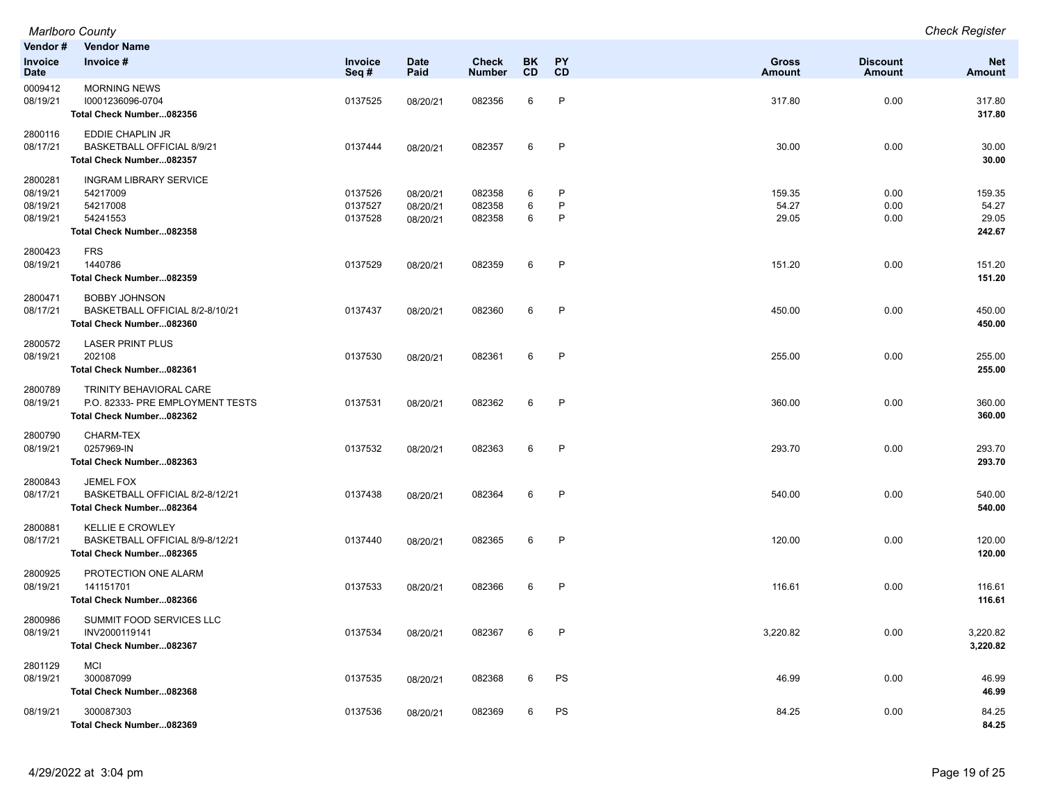*Marlboro County* — *Check Register*

| Vendor # / Invoice Date | Vendor Name / Invoice # | Invoice Seq # | Date Paid | Check Number | BK CD | PY CD | Gross Amount | Discount Amount | Net Amount |
|---|---|---|---|---|---|---|---|---|---|
| 0009412 | MORNING NEWS | | | | | | | | |
| 08/19/21 | I0001236096-0704 | 0137525 | 08/20/21 | 082356 | 6 | P | 317.80 | 0.00 | 317.80 |
| | **Total Check Number...082356** | | | | | | | | **317.80** |
| 2800116 | EDDIE CHAPLIN JR | | | | | | | | |
| 08/17/21 | BASKETBALL OFFICIAL 8/9/21 | 0137444 | 08/20/21 | 082357 | 6 | P | 30.00 | 0.00 | 30.00 |
| | **Total Check Number...082357** | | | | | | | | **30.00** |
| 2800281 | INGRAM LIBRARY SERVICE | | | | | | | | |
| 08/19/21 | 54217009 | 0137526 | 08/20/21 | 082358 | 6 | P | 159.35 | 0.00 | 159.35 |
| 08/19/21 | 54217008 | 0137527 | 08/20/21 | 082358 | 6 | P | 54.27 | 0.00 | 54.27 |
| 08/19/21 | 54241553 | 0137528 | 08/20/21 | 082358 | 6 | P | 29.05 | 0.00 | 29.05 |
| | **Total Check Number...082358** | | | | | | | | **242.67** |
| 2800423 | FRS | | | | | | | | |
| 08/19/21 | 1440786 | 0137529 | 08/20/21 | 082359 | 6 | P | 151.20 | 0.00 | 151.20 |
| | **Total Check Number...082359** | | | | | | | | **151.20** |
| 2800471 | BOBBY JOHNSON | | | | | | | | |
| 08/17/21 | BASKETBALL OFFICIAL 8/2-8/10/21 | 0137437 | 08/20/21 | 082360 | 6 | P | 450.00 | 0.00 | 450.00 |
| | **Total Check Number...082360** | | | | | | | | **450.00** |
| 2800572 | LASER PRINT PLUS | | | | | | | | |
| 08/19/21 | 202108 | 0137530 | 08/20/21 | 082361 | 6 | P | 255.00 | 0.00 | 255.00 |
| | **Total Check Number...082361** | | | | | | | | **255.00** |
| 2800789 | TRINITY BEHAVIORAL CARE | | | | | | | | |
| 08/19/21 | P.O. 82333- PRE EMPLOYMENT TESTS | 0137531 | 08/20/21 | 082362 | 6 | P | 360.00 | 0.00 | 360.00 |
| | **Total Check Number...082362** | | | | | | | | **360.00** |
| 2800790 | CHARM-TEX | | | | | | | | |
| 08/19/21 | 0257969-IN | 0137532 | 08/20/21 | 082363 | 6 | P | 293.70 | 0.00 | 293.70 |
| | **Total Check Number...082363** | | | | | | | | **293.70** |
| 2800843 | JEMEL FOX | | | | | | | | |
| 08/17/21 | BASKETBALL OFFICIAL 8/2-8/12/21 | 0137438 | 08/20/21 | 082364 | 6 | P | 540.00 | 0.00 | 540.00 |
| | **Total Check Number...082364** | | | | | | | | **540.00** |
| 2800881 | KELLIE E CROWLEY | | | | | | | | |
| 08/17/21 | BASKETBALL OFFICIAL 8/9-8/12/21 | 0137440 | 08/20/21 | 082365 | 6 | P | 120.00 | 0.00 | 120.00 |
| | **Total Check Number...082365** | | | | | | | | **120.00** |
| 2800925 | PROTECTION ONE ALARM | | | | | | | | |
| 08/19/21 | 141151701 | 0137533 | 08/20/21 | 082366 | 6 | P | 116.61 | 0.00 | 116.61 |
| | **Total Check Number...082366** | | | | | | | | **116.61** |
| 2800986 | SUMMIT FOOD SERVICES LLC | | | | | | | | |
| 08/19/21 | INV2000119141 | 0137534 | 08/20/21 | 082367 | 6 | P | 3,220.82 | 0.00 | 3,220.82 |
| | **Total Check Number...082367** | | | | | | | | **3,220.82** |
| 2801129 | MCI | | | | | | | | |
| 08/19/21 | 300087099 | 0137535 | 08/20/21 | 082368 | 6 | PS | 46.99 | 0.00 | 46.99 |
| | **Total Check Number...082368** | | | | | | | | **46.99** |
| 08/19/21 | 300087303 | 0137536 | 08/20/21 | 082369 | 6 | PS | 84.25 | 0.00 | 84.25 |
| | **Total Check Number...082369** | | | | | | | | **84.25** |

4/29/2022 at 3:04 pm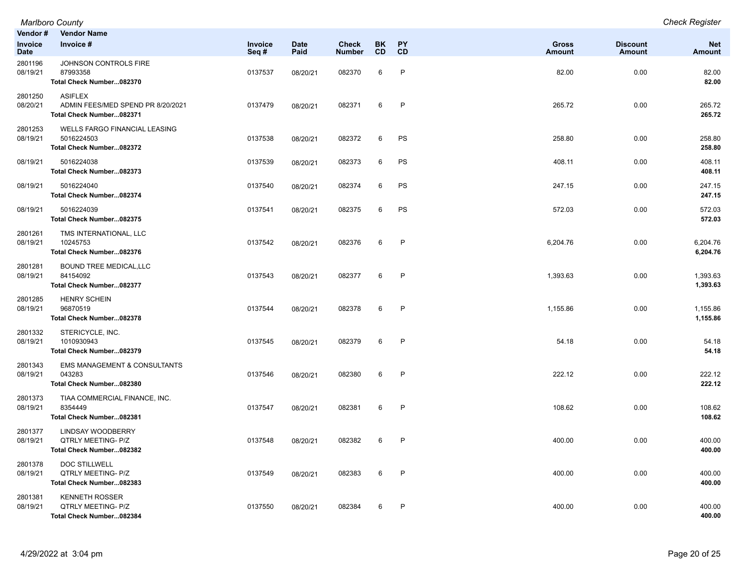| Vendor # / Invoice Date | Vendor Name / Invoice # | Invoice Seq # | Date Paid | Check Number | BK CD | PY CD | Gross Amount | Discount Amount | Net Amount |
|---|---|---|---|---|---|---|---|---|---|
| 2801196 | JOHNSON CONTROLS FIRE | | | | | | | | |
| 08/19/21 | 87993358 | 0137537 | 08/20/21 | 082370 | 6 | P | 82.00 | 0.00 | 82.00 |
| | **Total Check Number...082370** | | | | | | | | **82.00** |
| 2801250 | ASIFLEX | | | | | | | | |
| 08/20/21 | ADMIN FEES/MED SPEND PR 8/20/2021 | 0137479 | 08/20/21 | 082371 | 6 | P | 265.72 | 0.00 | 265.72 |
| | **Total Check Number...082371** | | | | | | | | **265.72** |
| 2801253 | WELLS FARGO FINANCIAL LEASING | | | | | | | | |
| 08/19/21 | 5016224503 | 0137538 | 08/20/21 | 082372 | 6 | PS | 258.80 | 0.00 | 258.80 |
| | **Total Check Number...082372** | | | | | | | | **258.80** |
| 08/19/21 | 5016224038 | 0137539 | 08/20/21 | 082373 | 6 | PS | 408.11 | 0.00 | 408.11 |
| | **Total Check Number...082373** | | | | | | | | **408.11** |
| 08/19/21 | 5016224040 | 0137540 | 08/20/21 | 082374 | 6 | PS | 247.15 | 0.00 | 247.15 |
| | **Total Check Number...082374** | | | | | | | | **247.15** |
| 08/19/21 | 5016224039 | 0137541 | 08/20/21 | 082375 | 6 | PS | 572.03 | 0.00 | 572.03 |
| | **Total Check Number...082375** | | | | | | | | **572.03** |
| 2801261 | TMS INTERNATIONAL, LLC | | | | | | | | |
| 08/19/21 | 10245753 | 0137542 | 08/20/21 | 082376 | 6 | P | 6,204.76 | 0.00 | 6,204.76 |
| | **Total Check Number...082376** | | | | | | | | **6,204.76** |
| 2801281 | BOUND TREE MEDICAL,LLC | | | | | | | | |
| 08/19/21 | 84154092 | 0137543 | 08/20/21 | 082377 | 6 | P | 1,393.63 | 0.00 | 1,393.63 |
| | **Total Check Number...082377** | | | | | | | | **1,393.63** |
| 2801285 | HENRY SCHEIN | | | | | | | | |
| 08/19/21 | 96870519 | 0137544 | 08/20/21 | 082378 | 6 | P | 1,155.86 | 0.00 | 1,155.86 |
| | **Total Check Number...082378** | | | | | | | | **1,155.86** |
| 2801332 | STERICYCLE, INC. | | | | | | | | |
| 08/19/21 | 1010930943 | 0137545 | 08/20/21 | 082379 | 6 | P | 54.18 | 0.00 | 54.18 |
| | **Total Check Number...082379** | | | | | | | | **54.18** |
| 2801343 | EMS MANAGEMENT & CONSULTANTS | | | | | | | | |
| 08/19/21 | 043283 | 0137546 | 08/20/21 | 082380 | 6 | P | 222.12 | 0.00 | 222.12 |
| | **Total Check Number...082380** | | | | | | | | **222.12** |
| 2801373 | TIAA COMMERCIAL FINANCE, INC. | | | | | | | | |
| 08/19/21 | 8354449 | 0137547 | 08/20/21 | 082381 | 6 | P | 108.62 | 0.00 | 108.62 |
| | **Total Check Number...082381** | | | | | | | | **108.62** |
| 2801377 | LINDSAY WOODBERRY | | | | | | | | |
| 08/19/21 | QTRLY MEETING- P/Z | 0137548 | 08/20/21 | 082382 | 6 | P | 400.00 | 0.00 | 400.00 |
| | **Total Check Number...082382** | | | | | | | | **400.00** |
| 2801378 | DOC STILLWELL | | | | | | | | |
| 08/19/21 | QTRLY MEETING- P/Z | 0137549 | 08/20/21 | 082383 | 6 | P | 400.00 | 0.00 | 400.00 |
| | **Total Check Number...082383** | | | | | | | | **400.00** |
| 2801381 | KENNETH ROSSER | | | | | | | | |
| 08/19/21 | QTRLY MEETING- P/Z | 0137550 | 08/20/21 | 082384 | 6 | P | 400.00 | 0.00 | 400.00 |
| | **Total Check Number...082384** | | | | | | | | **400.00** |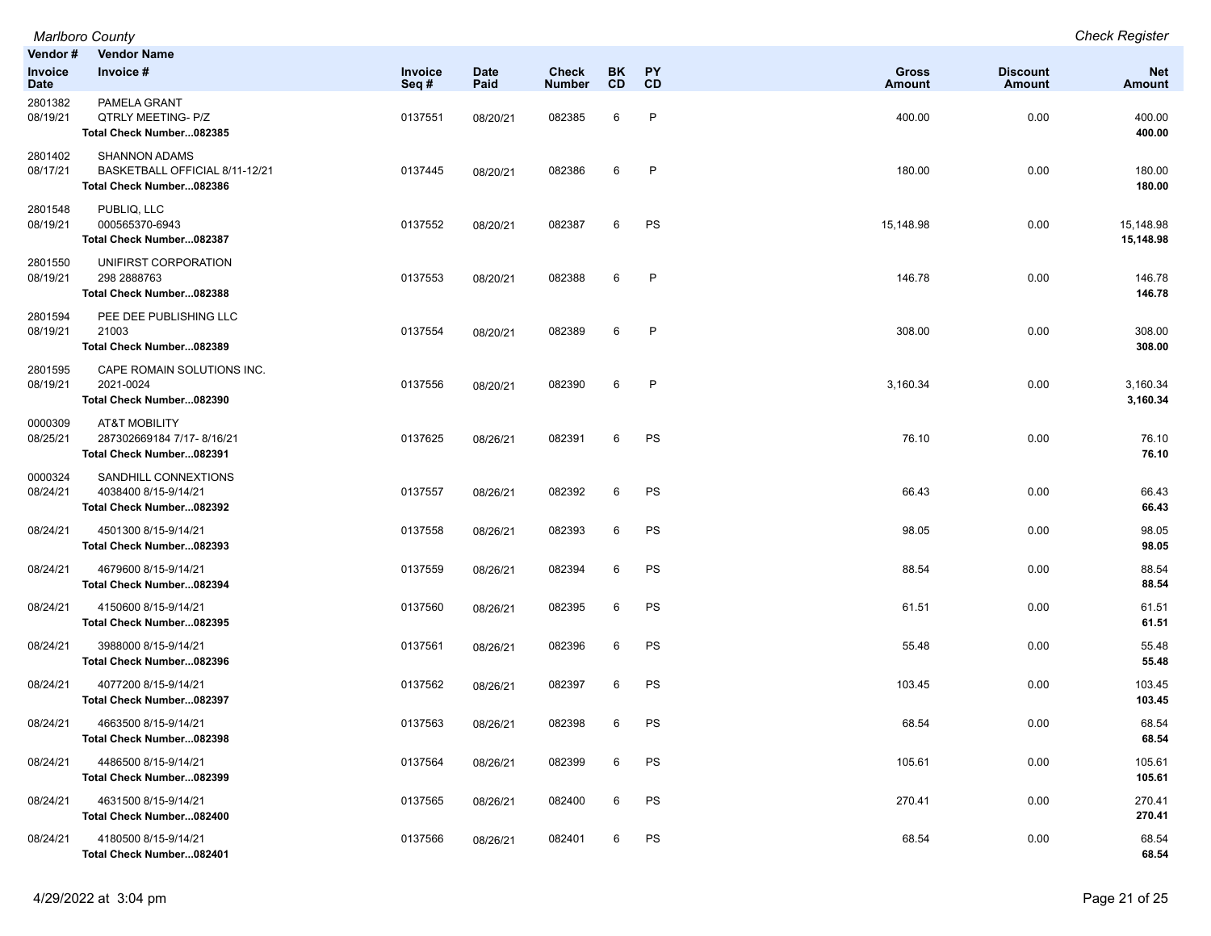| Vendor # | Vendor Name | | | | | | | | |
|---|---|---|---|---|---|---|---|---|---|
| Invoice Date | Invoice # | Invoice Seq # | Date Paid | Check Number | BK CD | PY CD | Gross Amount | Discount Amount | Net Amount |
| 2801382 | PAMELA GRANT | | | | | | | | |
| 08/19/21 | QTRLY MEETING- P/Z | 0137551 | 08/20/21 | 082385 | 6 | P | 400.00 | 0.00 | 400.00 |
| | **Total Check Number...082385** | | | | | | | | **400.00** |
| 2801402 | SHANNON ADAMS | | | | | | | | |
| 08/17/21 | BASKETBALL OFFICIAL 8/11-12/21 | 0137445 | 08/20/21 | 082386 | 6 | P | 180.00 | 0.00 | 180.00 |
| | **Total Check Number...082386** | | | | | | | | **180.00** |
| 2801548 | PUBLIQ, LLC | | | | | | | | |
| 08/19/21 | 000565370-6943 | 0137552 | 08/20/21 | 082387 | 6 | PS | 15,148.98 | 0.00 | 15,148.98 |
| | **Total Check Number...082387** | | | | | | | | **15,148.98** |
| 2801550 | UNIFIRST CORPORATION | | | | | | | | |
| 08/19/21 | 298 2888763 | 0137553 | 08/20/21 | 082388 | 6 | P | 146.78 | 0.00 | 146.78 |
| | **Total Check Number...082388** | | | | | | | | **146.78** |
| 2801594 | PEE DEE PUBLISHING LLC | | | | | | | | |
| 08/19/21 | 21003 | 0137554 | 08/20/21 | 082389 | 6 | P | 308.00 | 0.00 | 308.00 |
| | **Total Check Number...082389** | | | | | | | | **308.00** |
| 2801595 | CAPE ROMAIN SOLUTIONS INC. | | | | | | | | |
| 08/19/21 | 2021-0024 | 0137556 | 08/20/21 | 082390 | 6 | P | 3,160.34 | 0.00 | 3,160.34 |
| | **Total Check Number...082390** | | | | | | | | **3,160.34** |
| 0000309 | AT&T MOBILITY | | | | | | | | |
| 08/25/21 | 287302669184 7/17- 8/16/21 | 0137625 | 08/26/21 | 082391 | 6 | PS | 76.10 | 0.00 | 76.10 |
| | **Total Check Number...082391** | | | | | | | | **76.10** |
| 0000324 | SANDHILL CONNEXTIONS | | | | | | | | |
| 08/24/21 | 4038400 8/15-9/14/21 | 0137557 | 08/26/21 | 082392 | 6 | PS | 66.43 | 0.00 | 66.43 |
| | **Total Check Number...082392** | | | | | | | | **66.43** |
| 08/24/21 | 4501300 8/15-9/14/21 | 0137558 | 08/26/21 | 082393 | 6 | PS | 98.05 | 0.00 | 98.05 |
| | **Total Check Number...082393** | | | | | | | | **98.05** |
| 08/24/21 | 4679600 8/15-9/14/21 | 0137559 | 08/26/21 | 082394 | 6 | PS | 88.54 | 0.00 | 88.54 |
| | **Total Check Number...082394** | | | | | | | | **88.54** |
| 08/24/21 | 4150600 8/15-9/14/21 | 0137560 | 08/26/21 | 082395 | 6 | PS | 61.51 | 0.00 | 61.51 |
| | **Total Check Number...082395** | | | | | | | | **61.51** |
| 08/24/21 | 3988000 8/15-9/14/21 | 0137561 | 08/26/21 | 082396 | 6 | PS | 55.48 | 0.00 | 55.48 |
| | **Total Check Number...082396** | | | | | | | | **55.48** |
| 08/24/21 | 4077200 8/15-9/14/21 | 0137562 | 08/26/21 | 082397 | 6 | PS | 103.45 | 0.00 | 103.45 |
| | **Total Check Number...082397** | | | | | | | | **103.45** |
| 08/24/21 | 4663500 8/15-9/14/21 | 0137563 | 08/26/21 | 082398 | 6 | PS | 68.54 | 0.00 | 68.54 |
| | **Total Check Number...082398** | | | | | | | | **68.54** |
| 08/24/21 | 4486500 8/15-9/14/21 | 0137564 | 08/26/21 | 082399 | 6 | PS | 105.61 | 0.00 | 105.61 |
| | **Total Check Number...082399** | | | | | | | | **105.61** |
| 08/24/21 | 4631500 8/15-9/14/21 | 0137565 | 08/26/21 | 082400 | 6 | PS | 270.41 | 0.00 | 270.41 |
| | **Total Check Number...082400** | | | | | | | | **270.41** |
| 08/24/21 | 4180500 8/15-9/14/21 | 0137566 | 08/26/21 | 082401 | 6 | PS | 68.54 | 0.00 | 68.54 |
| | **Total Check Number...082401** | | | | | | | | **68.54** |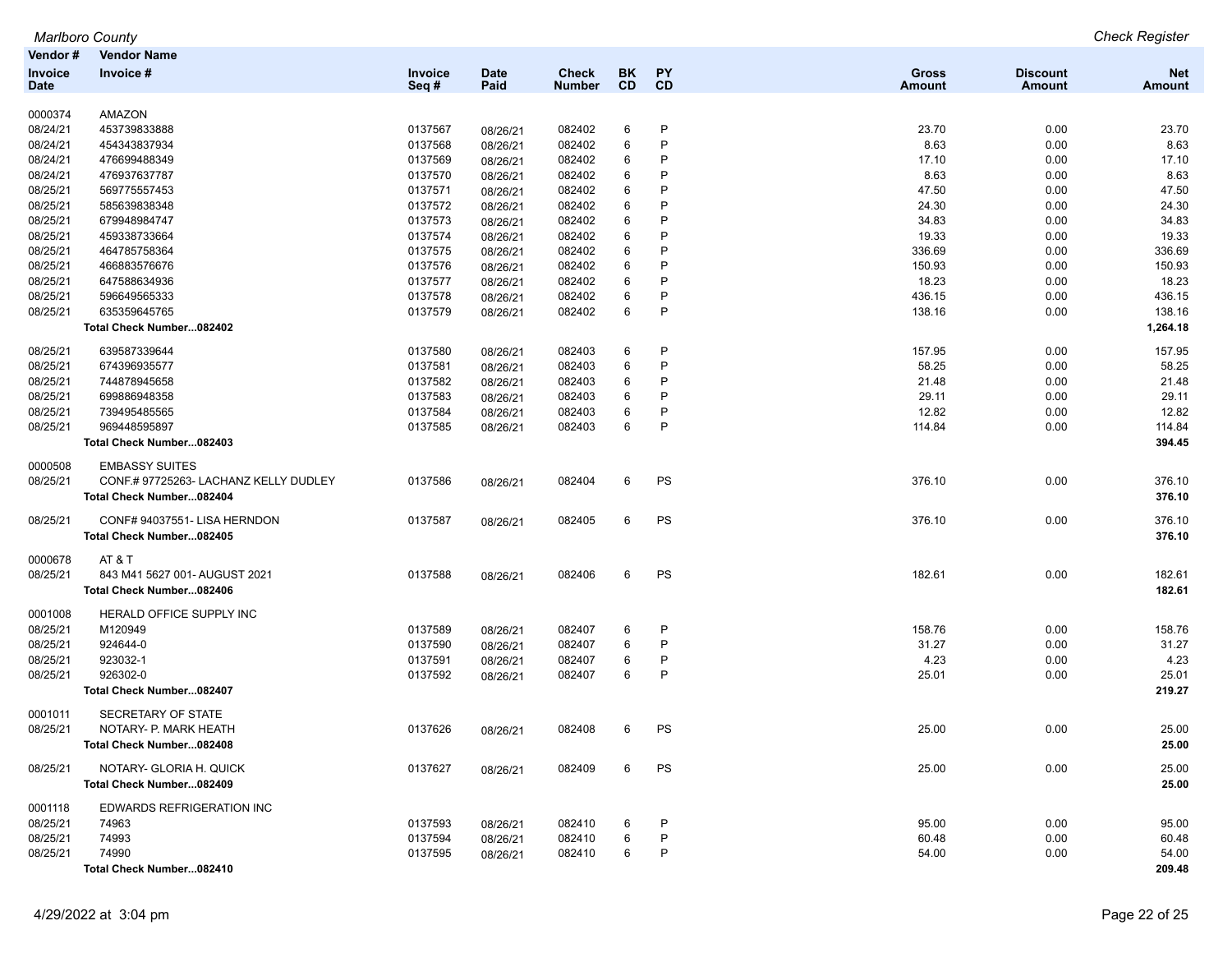| Vendor # / Invoice Date | Vendor Name / Invoice # | Invoice Seq # | Date Paid | Check Number | BK CD | PY CD | Gross Amount | Discount Amount | Net Amount |
|---|---|---|---|---|---|---|---|---|---|
| 0000374 | AMAZON | | | | | | | | |
| 08/24/21 | 453739833888 | 0137567 | 08/26/21 | 082402 | 6 | P | 23.70 | 0.00 | 23.70 |
| 08/24/21 | 454343837934 | 0137568 | 08/26/21 | 082402 | 6 | P | 8.63 | 0.00 | 8.63 |
| 08/24/21 | 476699488349 | 0137569 | 08/26/21 | 082402 | 6 | P | 17.10 | 0.00 | 17.10 |
| 08/24/21 | 476937637787 | 0137570 | 08/26/21 | 082402 | 6 | P | 8.63 | 0.00 | 8.63 |
| 08/25/21 | 569775557453 | 0137571 | 08/26/21 | 082402 | 6 | P | 47.50 | 0.00 | 47.50 |
| 08/25/21 | 585639838348 | 0137572 | 08/26/21 | 082402 | 6 | P | 24.30 | 0.00 | 24.30 |
| 08/25/21 | 679948984747 | 0137573 | 08/26/21 | 082402 | 6 | P | 34.83 | 0.00 | 34.83 |
| 08/25/21 | 459338733664 | 0137574 | 08/26/21 | 082402 | 6 | P | 19.33 | 0.00 | 19.33 |
| 08/25/21 | 464785758364 | 0137575 | 08/26/21 | 082402 | 6 | P | 336.69 | 0.00 | 336.69 |
| 08/25/21 | 466883576676 | 0137576 | 08/26/21 | 082402 | 6 | P | 150.93 | 0.00 | 150.93 |
| 08/25/21 | 647588634936 | 0137577 | 08/26/21 | 082402 | 6 | P | 18.23 | 0.00 | 18.23 |
| 08/25/21 | 596649565333 | 0137578 | 08/26/21 | 082402 | 6 | P | 436.15 | 0.00 | 436.15 |
| 08/25/21 | 635359645765 | 0137579 | 08/26/21 | 082402 | 6 | P | 138.16 | 0.00 | 138.16 |
| | **Total Check Number...082402** | | | | | | | | **1,264.18** |
| 08/25/21 | 639587339644 | 0137580 | 08/26/21 | 082403 | 6 | P | 157.95 | 0.00 | 157.95 |
| 08/25/21 | 674396935577 | 0137581 | 08/26/21 | 082403 | 6 | P | 58.25 | 0.00 | 58.25 |
| 08/25/21 | 744878945658 | 0137582 | 08/26/21 | 082403 | 6 | P | 21.48 | 0.00 | 21.48 |
| 08/25/21 | 699886948358 | 0137583 | 08/26/21 | 082403 | 6 | P | 29.11 | 0.00 | 29.11 |
| 08/25/21 | 739495485565 | 0137584 | 08/26/21 | 082403 | 6 | P | 12.82 | 0.00 | 12.82 |
| 08/25/21 | 969448595897 | 0137585 | 08/26/21 | 082403 | 6 | P | 114.84 | 0.00 | 114.84 |
| | **Total Check Number...082403** | | | | | | | | **394.45** |
| 0000508 | EMBASSY SUITES | | | | | | | | |
| 08/25/21 | CONF.# 97725263- LACHANZ KELLY DUDLEY | 0137586 | 08/26/21 | 082404 | 6 | PS | 376.10 | 0.00 | 376.10 |
| | **Total Check Number...082404** | | | | | | | | **376.10** |
| 08/25/21 | CONF# 94037551- LISA HERNDON | 0137587 | 08/26/21 | 082405 | 6 | PS | 376.10 | 0.00 | 376.10 |
| | **Total Check Number...082405** | | | | | | | | **376.10** |
| 0000678 | AT & T | | | | | | | | |
| 08/25/21 | 843 M41 5627 001- AUGUST 2021 | 0137588 | 08/26/21 | 082406 | 6 | PS | 182.61 | 0.00 | 182.61 |
| | **Total Check Number...082406** | | | | | | | | **182.61** |
| 0001008 | HERALD OFFICE SUPPLY INC | | | | | | | | |
| 08/25/21 | M120949 | 0137589 | 08/26/21 | 082407 | 6 | P | 158.76 | 0.00 | 158.76 |
| 08/25/21 | 924644-0 | 0137590 | 08/26/21 | 082407 | 6 | P | 31.27 | 0.00 | 31.27 |
| 08/25/21 | 923032-1 | 0137591 | 08/26/21 | 082407 | 6 | P | 4.23 | 0.00 | 4.23 |
| 08/25/21 | 926302-0 | 0137592 | 08/26/21 | 082407 | 6 | P | 25.01 | 0.00 | 25.01 |
| | **Total Check Number...082407** | | | | | | | | **219.27** |
| 0001011 | SECRETARY OF STATE | | | | | | | | |
| 08/25/21 | NOTARY- P. MARK HEATH | 0137626 | 08/26/21 | 082408 | 6 | PS | 25.00 | 0.00 | 25.00 |
| | **Total Check Number...082408** | | | | | | | | **25.00** |
| 08/25/21 | NOTARY- GLORIA H. QUICK | 0137627 | 08/26/21 | 082409 | 6 | PS | 25.00 | 0.00 | 25.00 |
| | **Total Check Number...082409** | | | | | | | | **25.00** |
| 0001118 | EDWARDS REFRIGERATION INC | | | | | | | | |
| 08/25/21 | 74963 | 0137593 | 08/26/21 | 082410 | 6 | P | 95.00 | 0.00 | 95.00 |
| 08/25/21 | 74993 | 0137594 | 08/26/21 | 082410 | 6 | P | 60.48 | 0.00 | 60.48 |
| 08/25/21 | 74990 | 0137595 | 08/26/21 | 082410 | 6 | P | 54.00 | 0.00 | 54.00 |
| | **Total Check Number...082410** | | | | | | | | **209.48** |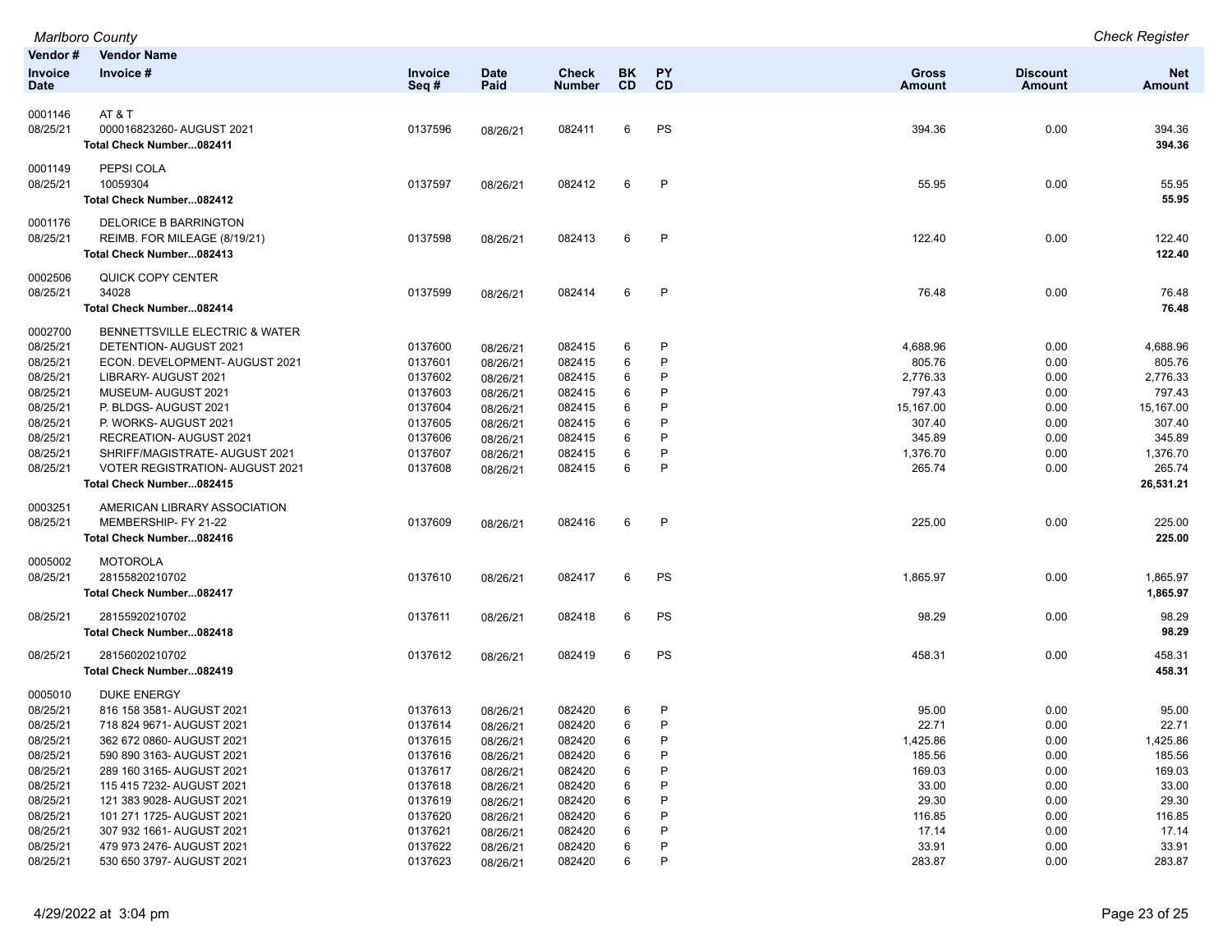*Marlboro County* — *Check Register*

| Vendor # / Invoice Date | Vendor Name / Invoice # | Invoice Seq # | Date Paid | Check Number | BK CD | PY CD | Gross Amount | Discount Amount | Net Amount |
|---|---|---|---|---|---|---|---|---|---|
| 0001146 | AT & T | | | | | | | | |
| 08/25/21 | 000016823260- AUGUST 2021 | 0137596 | 08/26/21 | 082411 | 6 | PS | 394.36 | 0.00 | 394.36 |
| | **Total Check Number...082411** | | | | | | | | **394.36** |
| 0001149 | PEPSI COLA | | | | | | | | |
| 08/25/21 | 10059304 | 0137597 | 08/26/21 | 082412 | 6 | P | 55.95 | 0.00 | 55.95 |
| | **Total Check Number...082412** | | | | | | | | **55.95** |
| 0001176 | DELORICE B BARRINGTON | | | | | | | | |
| 08/25/21 | REIMB. FOR MILEAGE (8/19/21) | 0137598 | 08/26/21 | 082413 | 6 | P | 122.40 | 0.00 | 122.40 |
| | **Total Check Number...082413** | | | | | | | | **122.40** |
| 0002506 | QUICK COPY CENTER | | | | | | | | |
| 08/25/21 | 34028 | 0137599 | 08/26/21 | 082414 | 6 | P | 76.48 | 0.00 | 76.48 |
| | **Total Check Number...082414** | | | | | | | | **76.48** |
| 0002700 | BENNETTSVILLE ELECTRIC & WATER | | | | | | | | |
| 08/25/21 | DETENTION- AUGUST 2021 | 0137600 | 08/26/21 | 082415 | 6 | P | 4,688.96 | 0.00 | 4,688.96 |
| 08/25/21 | ECON. DEVELOPMENT- AUGUST 2021 | 0137601 | 08/26/21 | 082415 | 6 | P | 805.76 | 0.00 | 805.76 |
| 08/25/21 | LIBRARY- AUGUST 2021 | 0137602 | 08/26/21 | 082415 | 6 | P | 2,776.33 | 0.00 | 2,776.33 |
| 08/25/21 | MUSEUM- AUGUST 2021 | 0137603 | 08/26/21 | 082415 | 6 | P | 797.43 | 0.00 | 797.43 |
| 08/25/21 | P. BLDGS- AUGUST 2021 | 0137604 | 08/26/21 | 082415 | 6 | P | 15,167.00 | 0.00 | 15,167.00 |
| 08/25/21 | P. WORKS- AUGUST 2021 | 0137605 | 08/26/21 | 082415 | 6 | P | 307.40 | 0.00 | 307.40 |
| 08/25/21 | RECREATION- AUGUST 2021 | 0137606 | 08/26/21 | 082415 | 6 | P | 345.89 | 0.00 | 345.89 |
| 08/25/21 | SHRIFF/MAGISTRATE- AUGUST 2021 | 0137607 | 08/26/21 | 082415 | 6 | P | 1,376.70 | 0.00 | 1,376.70 |
| 08/25/21 | VOTER REGISTRATION- AUGUST 2021 | 0137608 | 08/26/21 | 082415 | 6 | P | 265.74 | 0.00 | 265.74 |
| | **Total Check Number...082415** | | | | | | | | **26,531.21** |
| 0003251 | AMERICAN LIBRARY ASSOCIATION | | | | | | | | |
| 08/25/21 | MEMBERSHIP- FY 21-22 | 0137609 | 08/26/21 | 082416 | 6 | P | 225.00 | 0.00 | 225.00 |
| | **Total Check Number...082416** | | | | | | | | **225.00** |
| 0005002 | MOTOROLA | | | | | | | | |
| 08/25/21 | 28155820210702 | 0137610 | 08/26/21 | 082417 | 6 | PS | 1,865.97 | 0.00 | 1,865.97 |
| | **Total Check Number...082417** | | | | | | | | **1,865.97** |
| 08/25/21 | 28155920210702 | 0137611 | 08/26/21 | 082418 | 6 | PS | 98.29 | 0.00 | 98.29 |
| | **Total Check Number...082418** | | | | | | | | **98.29** |
| 08/25/21 | 28156020210702 | 0137612 | 08/26/21 | 082419 | 6 | PS | 458.31 | 0.00 | 458.31 |
| | **Total Check Number...082419** | | | | | | | | **458.31** |
| 0005010 | DUKE ENERGY | | | | | | | | |
| 08/25/21 | 816 158 3581- AUGUST 2021 | 0137613 | 08/26/21 | 082420 | 6 | P | 95.00 | 0.00 | 95.00 |
| 08/25/21 | 718 824 9671- AUGUST 2021 | 0137614 | 08/26/21 | 082420 | 6 | P | 22.71 | 0.00 | 22.71 |
| 08/25/21 | 362 672 0860- AUGUST 2021 | 0137615 | 08/26/21 | 082420 | 6 | P | 1,425.86 | 0.00 | 1,425.86 |
| 08/25/21 | 590 890 3163- AUGUST 2021 | 0137616 | 08/26/21 | 082420 | 6 | P | 185.56 | 0.00 | 185.56 |
| 08/25/21 | 289 160 3165- AUGUST 2021 | 0137617 | 08/26/21 | 082420 | 6 | P | 169.03 | 0.00 | 169.03 |
| 08/25/21 | 115 415 7232- AUGUST 2021 | 0137618 | 08/26/21 | 082420 | 6 | P | 33.00 | 0.00 | 33.00 |
| 08/25/21 | 121 383 9028- AUGUST 2021 | 0137619 | 08/26/21 | 082420 | 6 | P | 29.30 | 0.00 | 29.30 |
| 08/25/21 | 101 271 1725- AUGUST 2021 | 0137620 | 08/26/21 | 082420 | 6 | P | 116.85 | 0.00 | 116.85 |
| 08/25/21 | 307 932 1661- AUGUST 2021 | 0137621 | 08/26/21 | 082420 | 6 | P | 17.14 | 0.00 | 17.14 |
| 08/25/21 | 479 973 2476- AUGUST 2021 | 0137622 | 08/26/21 | 082420 | 6 | P | 33.91 | 0.00 | 33.91 |
| 08/25/21 | 530 650 3797- AUGUST 2021 | 0137623 | 08/26/21 | 082420 | 6 | P | 283.87 | 0.00 | 283.87 |

4/29/2022 at 3:04 pm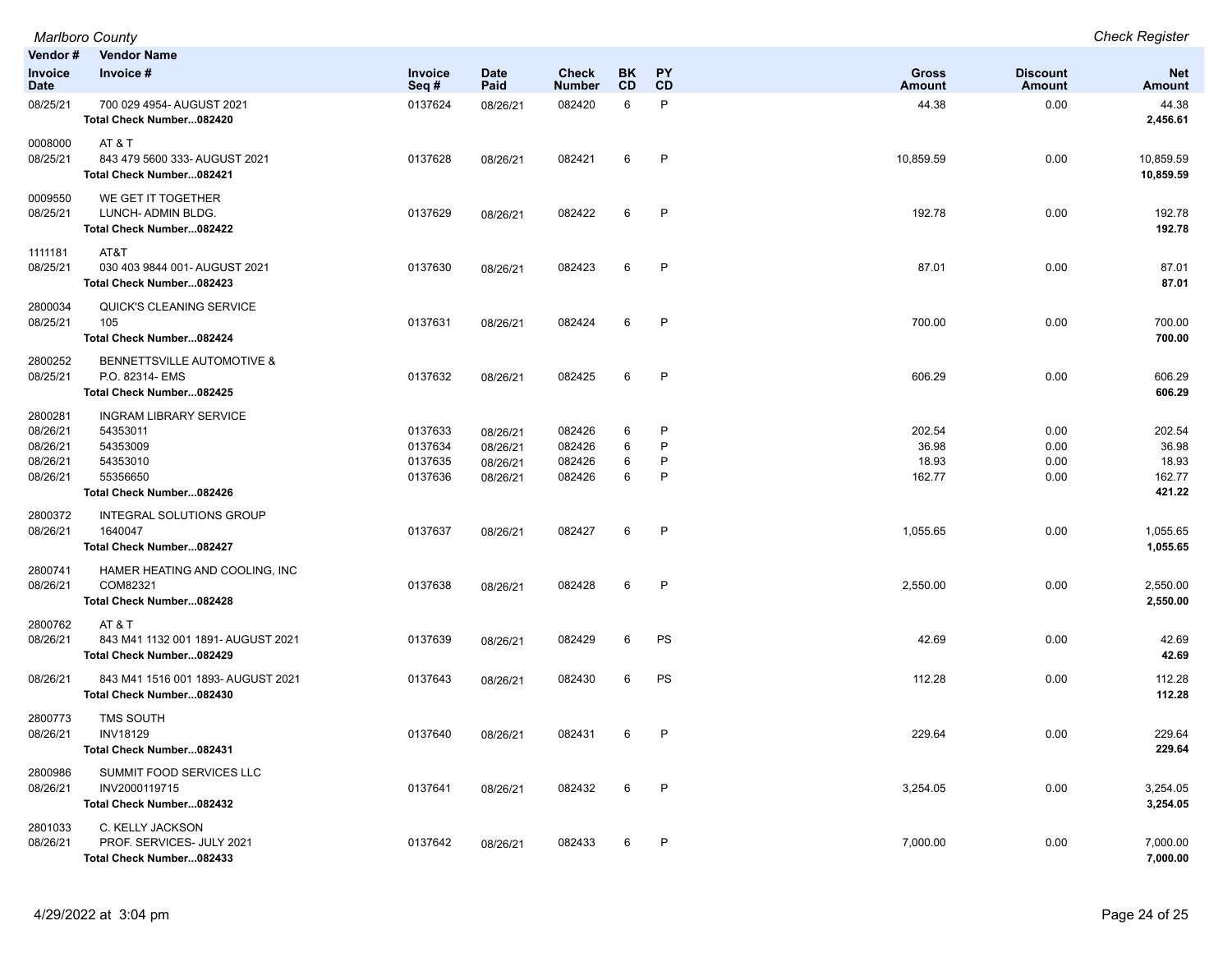| Vendor # / Invoice Date | Vendor Name / Invoice # | Invoice Seq # | Date Paid | Check Number | BK CD | PY CD | Gross Amount | Discount Amount | Net Amount |
|---|---|---|---|---|---|---|---|---|---|
| 08/25/21 | 700 029 4954- AUGUST 2021 | 0137624 | 08/26/21 | 082420 | 6 | P | 44.38 | 0.00 | 44.38 |
| | **Total Check Number...082420** | | | | | | | | **2,456.61** |
| 0008000 | AT & T | | | | | | | | |
| 08/25/21 | 843 479 5600 333- AUGUST 2021 | 0137628 | 08/26/21 | 082421 | 6 | P | 10,859.59 | 0.00 | 10,859.59 |
| | **Total Check Number...082421** | | | | | | | | **10,859.59** |
| 0009550 | WE GET IT TOGETHER | | | | | | | | |
| 08/25/21 | LUNCH- ADMIN BLDG. | 0137629 | 08/26/21 | 082422 | 6 | P | 192.78 | 0.00 | 192.78 |
| | **Total Check Number...082422** | | | | | | | | **192.78** |
| 1111181 | AT&T | | | | | | | | |
| 08/25/21 | 030 403 9844 001- AUGUST 2021 | 0137630 | 08/26/21 | 082423 | 6 | P | 87.01 | 0.00 | 87.01 |
| | **Total Check Number...082423** | | | | | | | | **87.01** |
| 2800034 | QUICK'S CLEANING SERVICE | | | | | | | | |
| 08/25/21 | 105 | 0137631 | 08/26/21 | 082424 | 6 | P | 700.00 | 0.00 | 700.00 |
| | **Total Check Number...082424** | | | | | | | | **700.00** |
| 2800252 | BENNETTSVILLE AUTOMOTIVE & | | | | | | | | |
| 08/25/21 | P.O. 82314- EMS | 0137632 | 08/26/21 | 082425 | 6 | P | 606.29 | 0.00 | 606.29 |
| | **Total Check Number...082425** | | | | | | | | **606.29** |
| 2800281 | INGRAM LIBRARY SERVICE | | | | | | | | |
| 08/26/21 | 54353011 | 0137633 | 08/26/21 | 082426 | 6 | P | 202.54 | 0.00 | 202.54 |
| 08/26/21 | 54353009 | 0137634 | 08/26/21 | 082426 | 6 | P | 36.98 | 0.00 | 36.98 |
| 08/26/21 | 54353010 | 0137635 | 08/26/21 | 082426 | 6 | P | 18.93 | 0.00 | 18.93 |
| 08/26/21 | 55356650 | 0137636 | 08/26/21 | 082426 | 6 | P | 162.77 | 0.00 | 162.77 |
| | **Total Check Number...082426** | | | | | | | | **421.22** |
| 2800372 | INTEGRAL SOLUTIONS GROUP | | | | | | | | |
| 08/26/21 | 1640047 | 0137637 | 08/26/21 | 082427 | 6 | P | 1,055.65 | 0.00 | 1,055.65 |
| | **Total Check Number...082427** | | | | | | | | **1,055.65** |
| 2800741 | HAMER HEATING AND COOLING, INC | | | | | | | | |
| 08/26/21 | COM82321 | 0137638 | 08/26/21 | 082428 | 6 | P | 2,550.00 | 0.00 | 2,550.00 |
| | **Total Check Number...082428** | | | | | | | | **2,550.00** |
| 2800762 | AT & T | | | | | | | | |
| 08/26/21 | 843 M41 1132 001 1891- AUGUST 2021 | 0137639 | 08/26/21 | 082429 | 6 | PS | 42.69 | 0.00 | 42.69 |
| | **Total Check Number...082429** | | | | | | | | **42.69** |
| 08/26/21 | 843 M41 1516 001 1893- AUGUST 2021 | 0137643 | 08/26/21 | 082430 | 6 | PS | 112.28 | 0.00 | 112.28 |
| | **Total Check Number...082430** | | | | | | | | **112.28** |
| 2800773 | TMS SOUTH | | | | | | | | |
| 08/26/21 | INV18129 | 0137640 | 08/26/21 | 082431 | 6 | P | 229.64 | 0.00 | 229.64 |
| | **Total Check Number...082431** | | | | | | | | **229.64** |
| 2800986 | SUMMIT FOOD SERVICES LLC | | | | | | | | |
| 08/26/21 | INV2000119715 | 0137641 | 08/26/21 | 082432 | 6 | P | 3,254.05 | 0.00 | 3,254.05 |
| | **Total Check Number...082432** | | | | | | | | **3,254.05** |
| 2801033 | C. KELLY JACKSON | | | | | | | | |
| 08/26/21 | PROF. SERVICES- JULY 2021 | 0137642 | 08/26/21 | 082433 | 6 | P | 7,000.00 | 0.00 | 7,000.00 |
| | **Total Check Number...082433** | | | | | | | | **7,000.00** |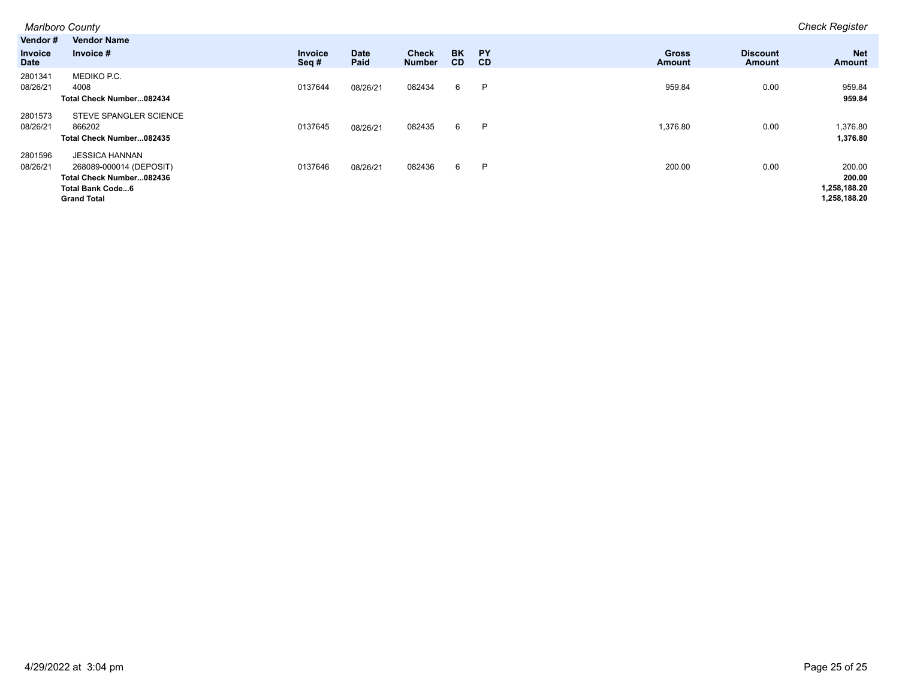| Vendor # / Invoice Date | Vendor Name / Invoice # | Invoice Seq # | Date Paid | Check Number | BK CD | PY CD | Gross Amount | Discount Amount | Net Amount |
|---|---|---|---|---|---|---|---|---|---|
| 2801341 | MEDIKO P.C. | | | | | | | | |
| 08/26/21 | 4008 | 0137644 | 08/26/21 | 082434 | 6 | P | 959.84 | 0.00 | 959.84 |
| | **Total Check Number...082434** | | | | | | | | **959.84** |
| 2801573 | STEVE SPANGLER SCIENCE | | | | | | | | |
| 08/26/21 | 866202 | 0137645 | 08/26/21 | 082435 | 6 | P | 1,376.80 | 0.00 | 1,376.80 |
| | **Total Check Number...082435** | | | | | | | | **1,376.80** |
| 2801596 | JESSICA HANNAN | | | | | | | | |
| 08/26/21 | 268089-000014 (DEPOSIT) | 0137646 | 08/26/21 | 082436 | 6 | P | 200.00 | 0.00 | 200.00 |
| | **Total Check Number...082436** | | | | | | | | **200.00** |
| | **Total Bank Code...6** | | | | | | | | **1,258,188.20** |
| | **Grand Total** | | | | | | | | **1,258,188.20** |